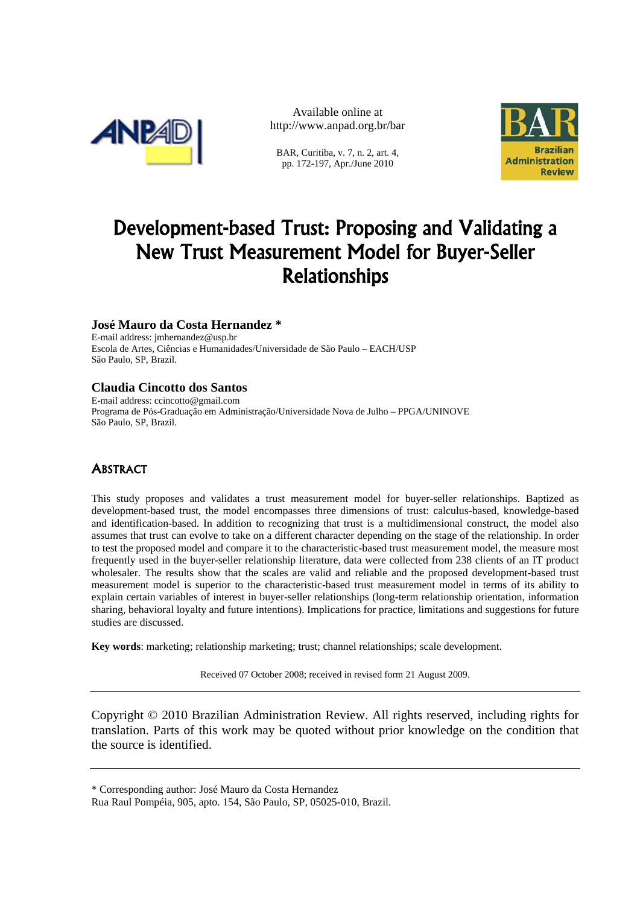Available online at
http://www.anpad.org.br/bar

# Development-based Trust: Proposing and Validating a New Trust Measurement Model for Buyer-Seller Relationships

**José Mauro da Costa Hernandez ***
E-mail address: jmhernandez@usp.br
Escola de Artes, Ciências e Humanidades/Universidade de São Paulo – EACH/USP
São Paulo, SP, Brazil.

**Claudia Cincotto dos Santos**
E-mail address: ccincotto@gmail.com
Programa de Pós-Graduação em Administração/Universidade Nova de Julho – PPGA/UNINOVE
São Paulo, SP, Brazil.

## Abstract

This study proposes and validates a trust measurement model for buyer-seller relationships. Baptized as development-based trust, the model encompasses three dimensions of trust: calculus-based, knowledge-based and identification-based. In addition to recognizing that trust is a multidimensional construct, the model also assumes that trust can evolve to take on a different character depending on the stage of the relationship. In order to test the proposed model and compare it to the characteristic-based trust measurement model, the measure most frequently used in the buyer-seller relationship literature, data were collected from 238 clients of an IT product wholesaler. The results show that the scales are valid and reliable and the proposed development-based trust measurement model is superior to the characteristic-based trust measurement model in terms of its ability to explain certain variables of interest in buyer-seller relationships (long-term relationship orientation, information sharing, behavioral loyalty and future intentions). Implications for practice, limitations and suggestions for future studies are discussed.

**Key words**: marketing; relationship marketing; trust; channel relationships; scale development.

Received 07 October 2008; received in revised form 21 August 2009.

---

Copyright © 2010 Brazilian Administration Review. All rights reserved, including rights for translation. Parts of this work may be quoted without prior knowledge on the condition that the source is identified.

---

\* Corresponding author: José Mauro da Costa Hernandez
Rua Raul Pompéia, 905, apto. 154, São Paulo, SP, 05025-010, Brazil.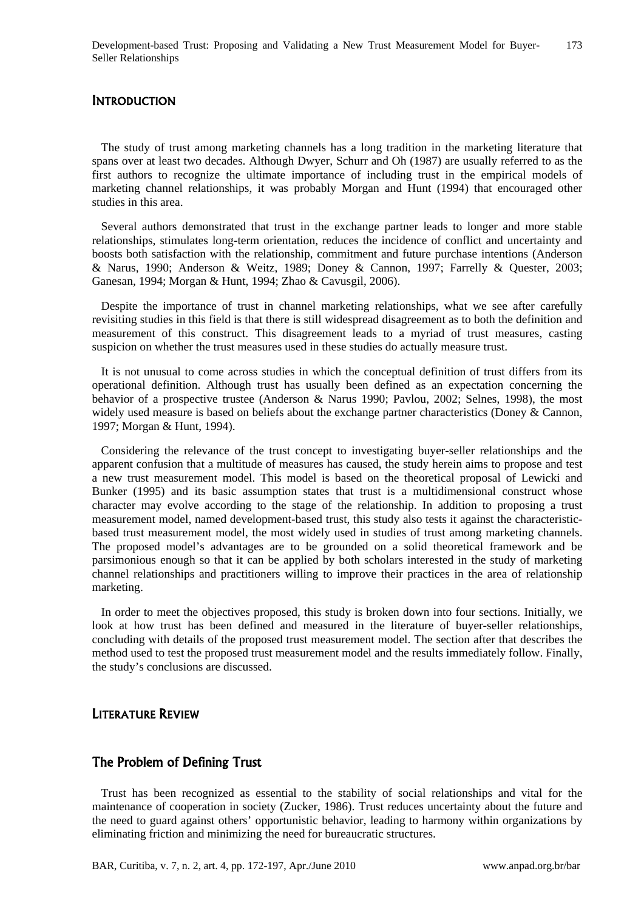## Introduction

The study of trust among marketing channels has a long tradition in the marketing literature that spans over at least two decades. Although Dwyer, Schurr and Oh (1987) are usually referred to as the first authors to recognize the ultimate importance of including trust in the empirical models of marketing channel relationships, it was probably Morgan and Hunt (1994) that encouraged other studies in this area.

Several authors demonstrated that trust in the exchange partner leads to longer and more stable relationships, stimulates long-term orientation, reduces the incidence of conflict and uncertainty and boosts both satisfaction with the relationship, commitment and future purchase intentions (Anderson & Narus, 1990; Anderson & Weitz, 1989; Doney & Cannon, 1997; Farrelly & Quester, 2003; Ganesan, 1994; Morgan & Hunt, 1994; Zhao & Cavusgil, 2006).

Despite the importance of trust in channel marketing relationships, what we see after carefully revisiting studies in this field is that there is still widespread disagreement as to both the definition and measurement of this construct. This disagreement leads to a myriad of trust measures, casting suspicion on whether the trust measures used in these studies do actually measure trust.

It is not unusual to come across studies in which the conceptual definition of trust differs from its operational definition. Although trust has usually been defined as an expectation concerning the behavior of a prospective trustee (Anderson & Narus 1990; Pavlou, 2002; Selnes, 1998), the most widely used measure is based on beliefs about the exchange partner characteristics (Doney & Cannon, 1997; Morgan & Hunt, 1994).

Considering the relevance of the trust concept to investigating buyer-seller relationships and the apparent confusion that a multitude of measures has caused, the study herein aims to propose and test a new trust measurement model. This model is based on the theoretical proposal of Lewicki and Bunker (1995) and its basic assumption states that trust is a multidimensional construct whose character may evolve according to the stage of the relationship. In addition to proposing a trust measurement model, named development-based trust, this study also tests it against the characteristic-based trust measurement model, the most widely used in studies of trust among marketing channels. The proposed model's advantages are to be grounded on a solid theoretical framework and be parsimonious enough so that it can be applied by both scholars interested in the study of marketing channel relationships and practitioners willing to improve their practices in the area of relationship marketing.

In order to meet the objectives proposed, this study is broken down into four sections. Initially, we look at how trust has been defined and measured in the literature of buyer-seller relationships, concluding with details of the proposed trust measurement model. The section after that describes the method used to test the proposed trust measurement model and the results immediately follow. Finally, the study's conclusions are discussed.

## Literature Review

### The Problem of Defining Trust

Trust has been recognized as essential to the stability of social relationships and vital for the maintenance of cooperation in society (Zucker, 1986). Trust reduces uncertainty about the future and the need to guard against others' opportunistic behavior, leading to harmony within organizations by eliminating friction and minimizing the need for bureaucratic structures.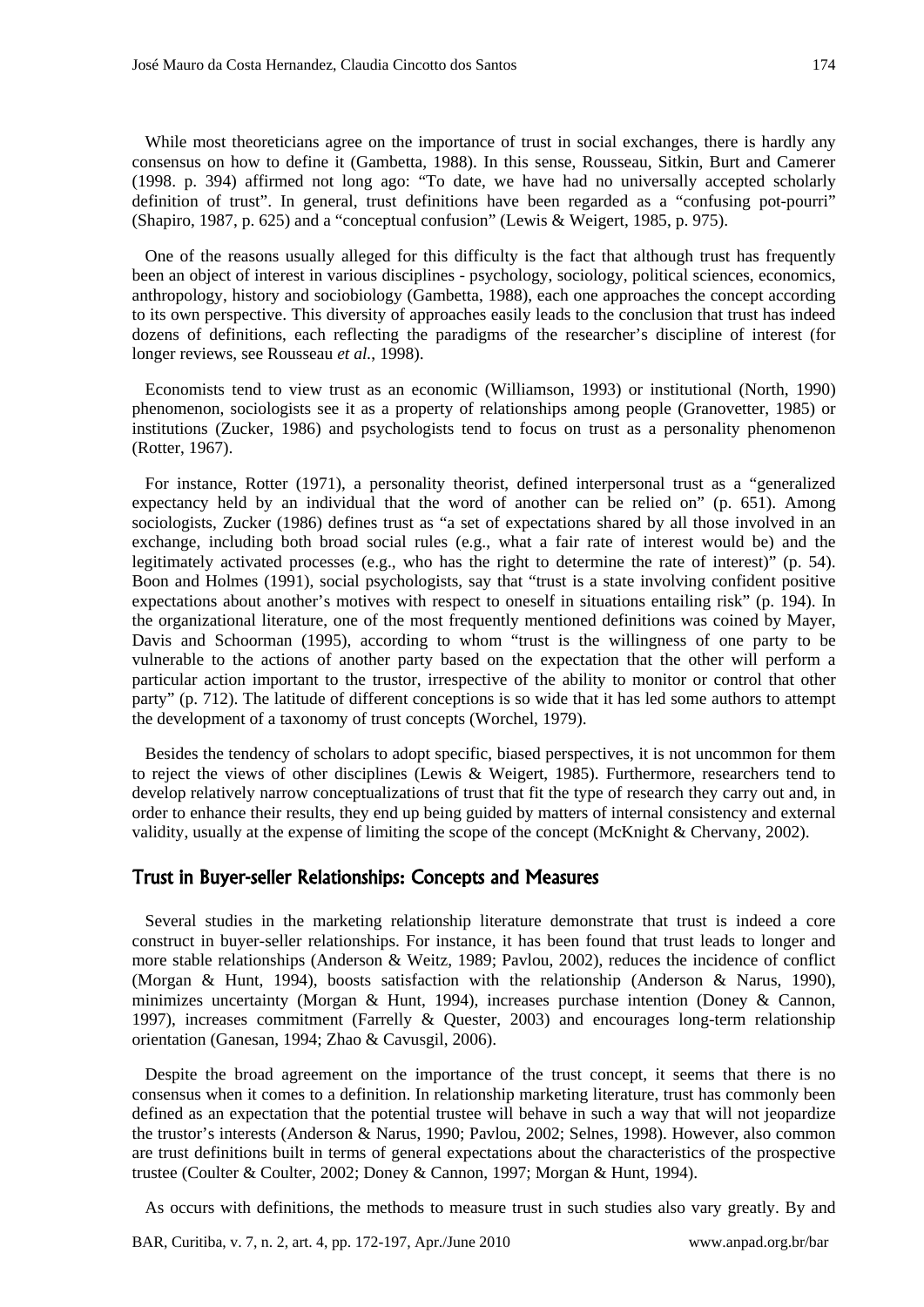While most theoreticians agree on the importance of trust in social exchanges, there is hardly any consensus on how to define it (Gambetta, 1988). In this sense, Rousseau, Sitkin, Burt and Camerer (1998. p. 394) affirmed not long ago: "To date, we have had no universally accepted scholarly definition of trust". In general, trust definitions have been regarded as a "confusing pot-pourri" (Shapiro, 1987, p. 625) and a "conceptual confusion" (Lewis & Weigert, 1985, p. 975).

One of the reasons usually alleged for this difficulty is the fact that although trust has frequently been an object of interest in various disciplines - psychology, sociology, political sciences, economics, anthropology, history and sociobiology (Gambetta, 1988), each one approaches the concept according to its own perspective. This diversity of approaches easily leads to the conclusion that trust has indeed dozens of definitions, each reflecting the paradigms of the researcher's discipline of interest (for longer reviews, see Rousseau *et al.*, 1998).

Economists tend to view trust as an economic (Williamson, 1993) or institutional (North, 1990) phenomenon, sociologists see it as a property of relationships among people (Granovetter, 1985) or institutions (Zucker, 1986) and psychologists tend to focus on trust as a personality phenomenon (Rotter, 1967).

For instance, Rotter (1971), a personality theorist, defined interpersonal trust as a "generalized expectancy held by an individual that the word of another can be relied on" (p. 651). Among sociologists, Zucker (1986) defines trust as "a set of expectations shared by all those involved in an exchange, including both broad social rules (e.g., what a fair rate of interest would be) and the legitimately activated processes (e.g., who has the right to determine the rate of interest)" (p. 54). Boon and Holmes (1991), social psychologists, say that "trust is a state involving confident positive expectations about another's motives with respect to oneself in situations entailing risk" (p. 194). In the organizational literature, one of the most frequently mentioned definitions was coined by Mayer, Davis and Schoorman (1995), according to whom "trust is the willingness of one party to be vulnerable to the actions of another party based on the expectation that the other will perform a particular action important to the trustor, irrespective of the ability to monitor or control that other party" (p. 712). The latitude of different conceptions is so wide that it has led some authors to attempt the development of a taxonomy of trust concepts (Worchel, 1979).

Besides the tendency of scholars to adopt specific, biased perspectives, it is not uncommon for them to reject the views of other disciplines (Lewis & Weigert, 1985). Furthermore, researchers tend to develop relatively narrow conceptualizations of trust that fit the type of research they carry out and, in order to enhance their results, they end up being guided by matters of internal consistency and external validity, usually at the expense of limiting the scope of the concept (McKnight & Chervany, 2002).

## Trust in Buyer-seller Relationships: Concepts and Measures

Several studies in the marketing relationship literature demonstrate that trust is indeed a core construct in buyer-seller relationships. For instance, it has been found that trust leads to longer and more stable relationships (Anderson & Weitz, 1989; Pavlou, 2002), reduces the incidence of conflict (Morgan & Hunt, 1994), boosts satisfaction with the relationship (Anderson & Narus, 1990), minimizes uncertainty (Morgan & Hunt, 1994), increases purchase intention (Doney & Cannon, 1997), increases commitment (Farrelly & Quester, 2003) and encourages long-term relationship orientation (Ganesan, 1994; Zhao & Cavusgil, 2006).

Despite the broad agreement on the importance of the trust concept, it seems that there is no consensus when it comes to a definition. In relationship marketing literature, trust has commonly been defined as an expectation that the potential trustee will behave in such a way that will not jeopardize the trustor's interests (Anderson & Narus, 1990; Pavlou, 2002; Selnes, 1998). However, also common are trust definitions built in terms of general expectations about the characteristics of the prospective trustee (Coulter & Coulter, 2002; Doney & Cannon, 1997; Morgan & Hunt, 1994).

As occurs with definitions, the methods to measure trust in such studies also vary greatly. By and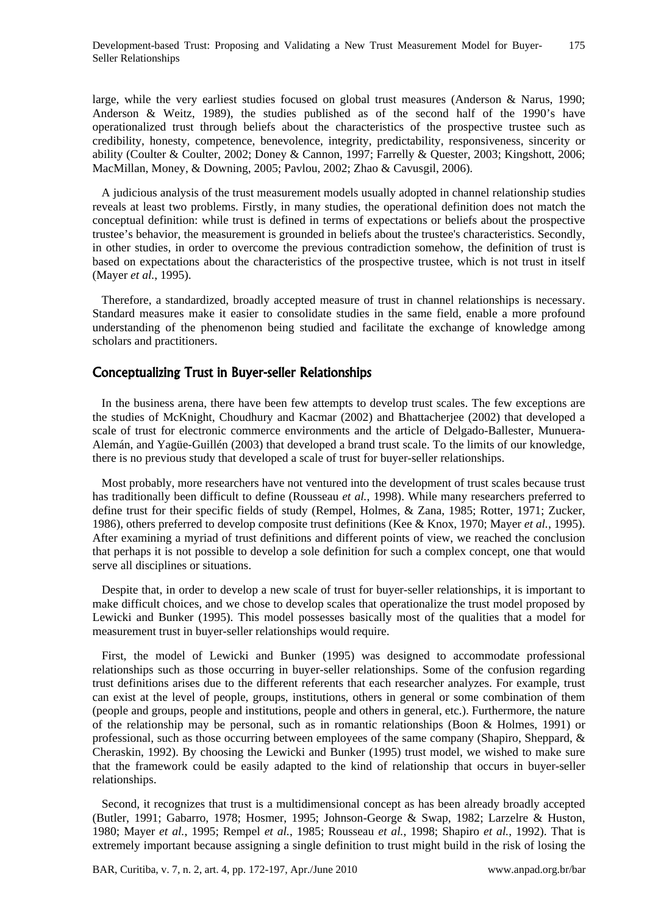large, while the very earliest studies focused on global trust measures (Anderson & Narus, 1990; Anderson & Weitz, 1989), the studies published as of the second half of the 1990's have operationalized trust through beliefs about the characteristics of the prospective trustee such as credibility, honesty, competence, benevolence, integrity, predictability, responsiveness, sincerity or ability (Coulter & Coulter, 2002; Doney & Cannon, 1997; Farrelly & Quester, 2003; Kingshott, 2006; MacMillan, Money, & Downing, 2005; Pavlou, 2002; Zhao & Cavusgil, 2006).

A judicious analysis of the trust measurement models usually adopted in channel relationship studies reveals at least two problems. Firstly, in many studies, the operational definition does not match the conceptual definition: while trust is defined in terms of expectations or beliefs about the prospective trustee's behavior, the measurement is grounded in beliefs about the trustee's characteristics. Secondly, in other studies, in order to overcome the previous contradiction somehow, the definition of trust is based on expectations about the characteristics of the prospective trustee, which is not trust in itself (Mayer *et al.*, 1995).

Therefore, a standardized, broadly accepted measure of trust in channel relationships is necessary. Standard measures make it easier to consolidate studies in the same field, enable a more profound understanding of the phenomenon being studied and facilitate the exchange of knowledge among scholars and practitioners.

## Conceptualizing Trust in Buyer-seller Relationships

In the business arena, there have been few attempts to develop trust scales. The few exceptions are the studies of McKnight, Choudhury and Kacmar (2002) and Bhattacherjee (2002) that developed a scale of trust for electronic commerce environments and the article of Delgado-Ballester, Munuera-Alemán, and Yagüe-Guillén (2003) that developed a brand trust scale. To the limits of our knowledge, there is no previous study that developed a scale of trust for buyer-seller relationships.

Most probably, more researchers have not ventured into the development of trust scales because trust has traditionally been difficult to define (Rousseau *et al.*, 1998). While many researchers preferred to define trust for their specific fields of study (Rempel, Holmes, & Zana, 1985; Rotter, 1971; Zucker, 1986), others preferred to develop composite trust definitions (Kee & Knox, 1970; Mayer *et al.*, 1995). After examining a myriad of trust definitions and different points of view, we reached the conclusion that perhaps it is not possible to develop a sole definition for such a complex concept, one that would serve all disciplines or situations.

Despite that, in order to develop a new scale of trust for buyer-seller relationships, it is important to make difficult choices, and we chose to develop scales that operationalize the trust model proposed by Lewicki and Bunker (1995). This model possesses basically most of the qualities that a model for measurement trust in buyer-seller relationships would require.

First, the model of Lewicki and Bunker (1995) was designed to accommodate professional relationships such as those occurring in buyer-seller relationships. Some of the confusion regarding trust definitions arises due to the different referents that each researcher analyzes. For example, trust can exist at the level of people, groups, institutions, others in general or some combination of them (people and groups, people and institutions, people and others in general, etc.). Furthermore, the nature of the relationship may be personal, such as in romantic relationships (Boon & Holmes, 1991) or professional, such as those occurring between employees of the same company (Shapiro, Sheppard, & Cheraskin, 1992). By choosing the Lewicki and Bunker (1995) trust model, we wished to make sure that the framework could be easily adapted to the kind of relationship that occurs in buyer-seller relationships.

Second, it recognizes that trust is a multidimensional concept as has been already broadly accepted (Butler, 1991; Gabarro, 1978; Hosmer, 1995; Johnson-George & Swap, 1982; Larzelre & Huston, 1980; Mayer *et al.*, 1995; Rempel *et al.*, 1985; Rousseau *et al.*, 1998; Shapiro *et al.*, 1992). That is extremely important because assigning a single definition to trust might build in the risk of losing the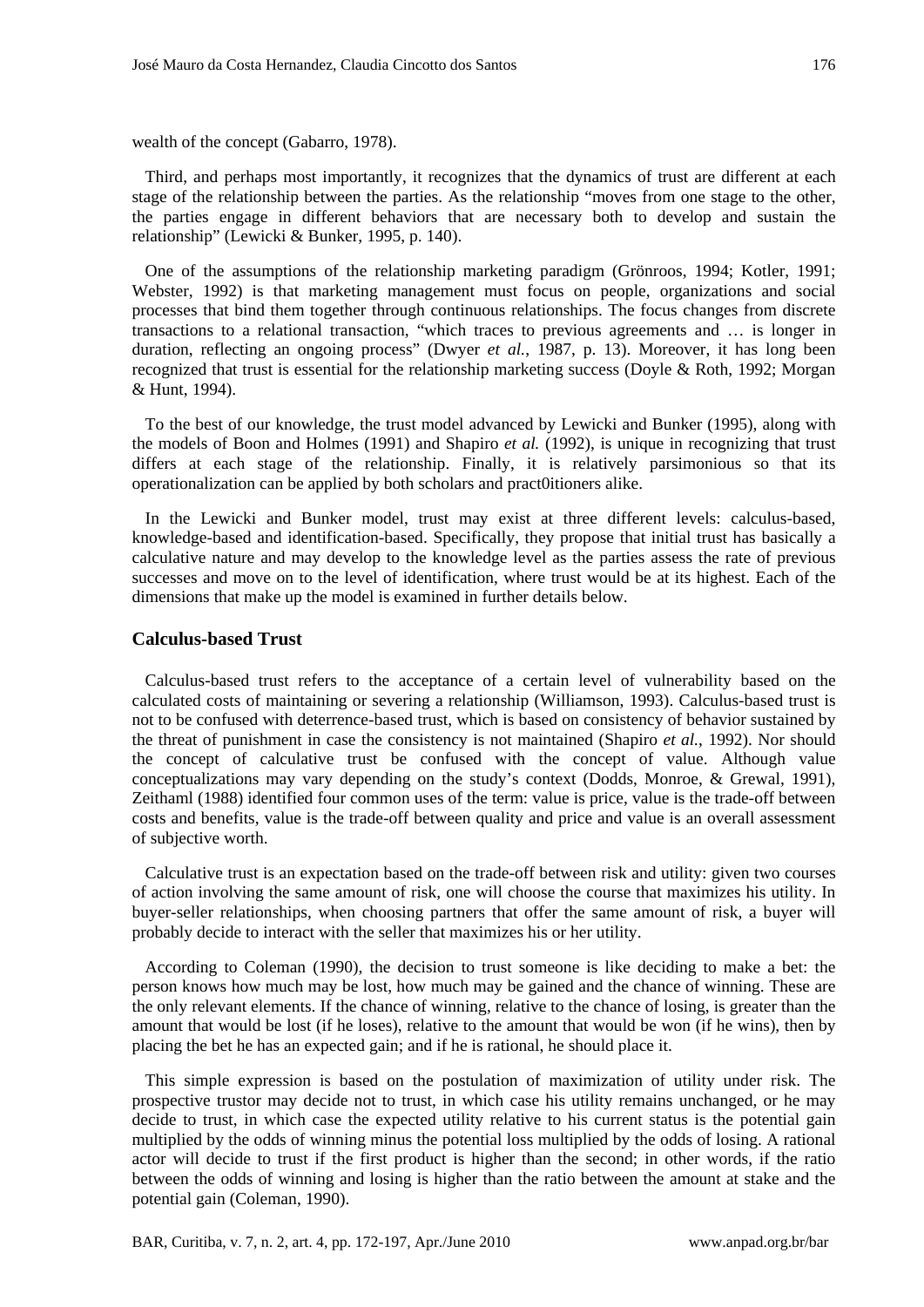wealth of the concept (Gabarro, 1978).

Third, and perhaps most importantly, it recognizes that the dynamics of trust are different at each stage of the relationship between the parties. As the relationship "moves from one stage to the other, the parties engage in different behaviors that are necessary both to develop and sustain the relationship" (Lewicki & Bunker, 1995, p. 140).

One of the assumptions of the relationship marketing paradigm (Grönroos, 1994; Kotler, 1991; Webster, 1992) is that marketing management must focus on people, organizations and social processes that bind them together through continuous relationships. The focus changes from discrete transactions to a relational transaction, "which traces to previous agreements and … is longer in duration, reflecting an ongoing process" (Dwyer *et al.*, 1987, p. 13). Moreover, it has long been recognized that trust is essential for the relationship marketing success (Doyle & Roth, 1992; Morgan & Hunt, 1994).

To the best of our knowledge, the trust model advanced by Lewicki and Bunker (1995), along with the models of Boon and Holmes (1991) and Shapiro *et al.* (1992), is unique in recognizing that trust differs at each stage of the relationship. Finally, it is relatively parsimonious so that its operationalization can be applied by both scholars and pract0itioners alike.

In the Lewicki and Bunker model, trust may exist at three different levels: calculus-based, knowledge-based and identification-based. Specifically, they propose that initial trust has basically a calculative nature and may develop to the knowledge level as the parties assess the rate of previous successes and move on to the level of identification, where trust would be at its highest. Each of the dimensions that make up the model is examined in further details below.

### Calculus-based Trust

Calculus-based trust refers to the acceptance of a certain level of vulnerability based on the calculated costs of maintaining or severing a relationship (Williamson, 1993). Calculus-based trust is not to be confused with deterrence-based trust, which is based on consistency of behavior sustained by the threat of punishment in case the consistency is not maintained (Shapiro *et al.*, 1992). Nor should the concept of calculative trust be confused with the concept of value. Although value conceptualizations may vary depending on the study's context (Dodds, Monroe, & Grewal, 1991), Zeithaml (1988) identified four common uses of the term: value is price, value is the trade-off between costs and benefits, value is the trade-off between quality and price and value is an overall assessment of subjective worth.

Calculative trust is an expectation based on the trade-off between risk and utility: given two courses of action involving the same amount of risk, one will choose the course that maximizes his utility. In buyer-seller relationships, when choosing partners that offer the same amount of risk, a buyer will probably decide to interact with the seller that maximizes his or her utility.

According to Coleman (1990), the decision to trust someone is like deciding to make a bet: the person knows how much may be lost, how much may be gained and the chance of winning. These are the only relevant elements. If the chance of winning, relative to the chance of losing, is greater than the amount that would be lost (if he loses), relative to the amount that would be won (if he wins), then by placing the bet he has an expected gain; and if he is rational, he should place it.

This simple expression is based on the postulation of maximization of utility under risk. The prospective trustor may decide not to trust, in which case his utility remains unchanged, or he may decide to trust, in which case the expected utility relative to his current status is the potential gain multiplied by the odds of winning minus the potential loss multiplied by the odds of losing. A rational actor will decide to trust if the first product is higher than the second; in other words, if the ratio between the odds of winning and losing is higher than the ratio between the amount at stake and the potential gain (Coleman, 1990).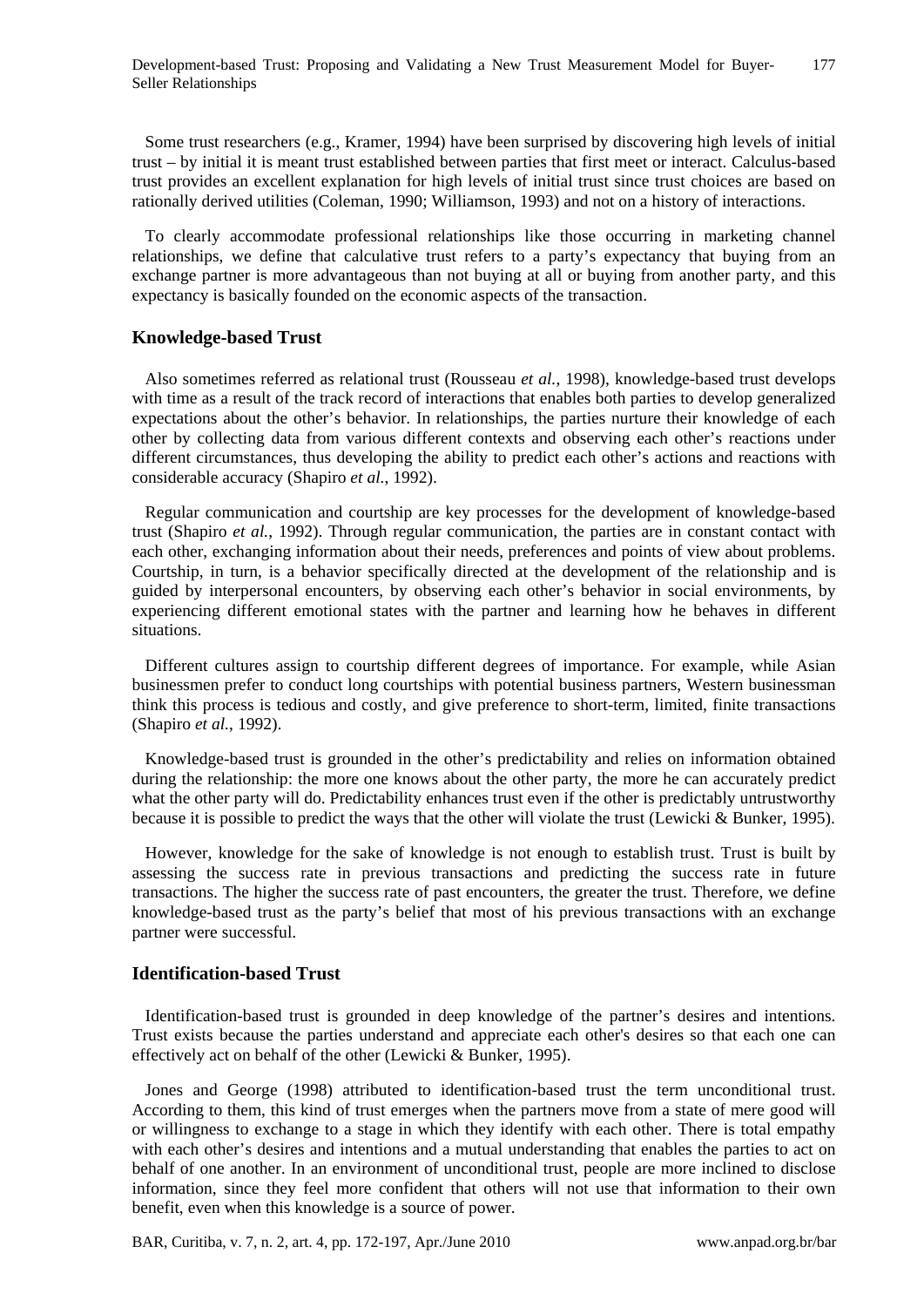Some trust researchers (e.g., Kramer, 1994) have been surprised by discovering high levels of initial trust – by initial it is meant trust established between parties that first meet or interact. Calculus-based trust provides an excellent explanation for high levels of initial trust since trust choices are based on rationally derived utilities (Coleman, 1990; Williamson, 1993) and not on a history of interactions.

To clearly accommodate professional relationships like those occurring in marketing channel relationships, we define that calculative trust refers to a party's expectancy that buying from an exchange partner is more advantageous than not buying at all or buying from another party, and this expectancy is basically founded on the economic aspects of the transaction.

### Knowledge-based Trust

Also sometimes referred as relational trust (Rousseau *et al.*, 1998), knowledge-based trust develops with time as a result of the track record of interactions that enables both parties to develop generalized expectations about the other's behavior. In relationships, the parties nurture their knowledge of each other by collecting data from various different contexts and observing each other's reactions under different circumstances, thus developing the ability to predict each other's actions and reactions with considerable accuracy (Shapiro *et al.*, 1992).

Regular communication and courtship are key processes for the development of knowledge-based trust (Shapiro *et al.*, 1992). Through regular communication, the parties are in constant contact with each other, exchanging information about their needs, preferences and points of view about problems. Courtship, in turn, is a behavior specifically directed at the development of the relationship and is guided by interpersonal encounters, by observing each other's behavior in social environments, by experiencing different emotional states with the partner and learning how he behaves in different situations.

Different cultures assign to courtship different degrees of importance. For example, while Asian businessmen prefer to conduct long courtships with potential business partners, Western businessman think this process is tedious and costly, and give preference to short-term, limited, finite transactions (Shapiro *et al.*, 1992).

Knowledge-based trust is grounded in the other's predictability and relies on information obtained during the relationship: the more one knows about the other party, the more he can accurately predict what the other party will do. Predictability enhances trust even if the other is predictably untrustworthy because it is possible to predict the ways that the other will violate the trust (Lewicki & Bunker, 1995).

However, knowledge for the sake of knowledge is not enough to establish trust. Trust is built by assessing the success rate in previous transactions and predicting the success rate in future transactions. The higher the success rate of past encounters, the greater the trust. Therefore, we define knowledge-based trust as the party's belief that most of his previous transactions with an exchange partner were successful.

### Identification-based Trust

Identification-based trust is grounded in deep knowledge of the partner's desires and intentions. Trust exists because the parties understand and appreciate each other's desires so that each one can effectively act on behalf of the other (Lewicki & Bunker, 1995).

Jones and George (1998) attributed to identification-based trust the term unconditional trust. According to them, this kind of trust emerges when the partners move from a state of mere good will or willingness to exchange to a stage in which they identify with each other. There is total empathy with each other's desires and intentions and a mutual understanding that enables the parties to act on behalf of one another. In an environment of unconditional trust, people are more inclined to disclose information, since they feel more confident that others will not use that information to their own benefit, even when this knowledge is a source of power.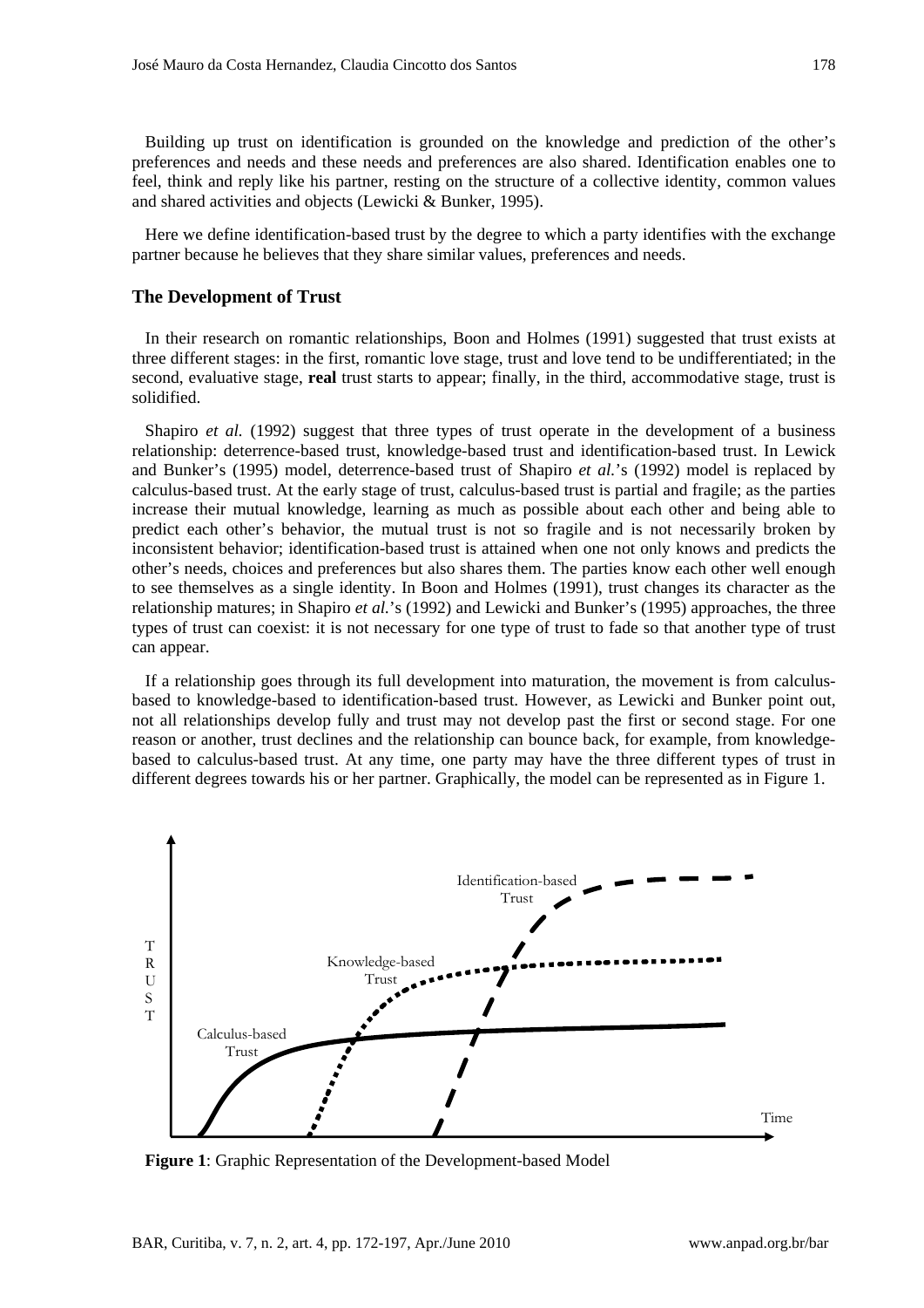Building up trust on identification is grounded on the knowledge and prediction of the other's preferences and needs and these needs and preferences are also shared. Identification enables one to feel, think and reply like his partner, resting on the structure of a collective identity, common values and shared activities and objects (Lewicki & Bunker, 1995).

Here we define identification-based trust by the degree to which a party identifies with the exchange partner because he believes that they share similar values, preferences and needs.

### The Development of Trust

In their research on romantic relationships, Boon and Holmes (1991) suggested that trust exists at three different stages: in the first, romantic love stage, trust and love tend to be undifferentiated; in the second, evaluative stage, **real** trust starts to appear; finally, in the third, accommodative stage, trust is solidified.

Shapiro *et al.* (1992) suggest that three types of trust operate in the development of a business relationship: deterrence-based trust, knowledge-based trust and identification-based trust. In Lewick and Bunker's (1995) model, deterrence-based trust of Shapiro *et al.*'s (1992) model is replaced by calculus-based trust. At the early stage of trust, calculus-based trust is partial and fragile; as the parties increase their mutual knowledge, learning as much as possible about each other and being able to predict each other's behavior, the mutual trust is not so fragile and is not necessarily broken by inconsistent behavior; identification-based trust is attained when one not only knows and predicts the other's needs, choices and preferences but also shares them. The parties know each other well enough to see themselves as a single identity. In Boon and Holmes (1991), trust changes its character as the relationship matures; in Shapiro *et al.*'s (1992) and Lewicki and Bunker's (1995) approaches, the three types of trust can coexist: it is not necessary for one type of trust to fade so that another type of trust can appear.

If a relationship goes through its full development into maturation, the movement is from calculus-based to knowledge-based to identification-based trust. However, as Lewicki and Bunker point out, not all relationships develop fully and trust may not develop past the first or second stage. For one reason or another, trust declines and the relationship can bounce back, for example, from knowledge-based to calculus-based trust. At any time, one party may have the three different types of trust in different degrees towards his or her partner. Graphically, the model can be represented as in Figure 1.

**Figure 1**: Graphic Representation of the Development-based Model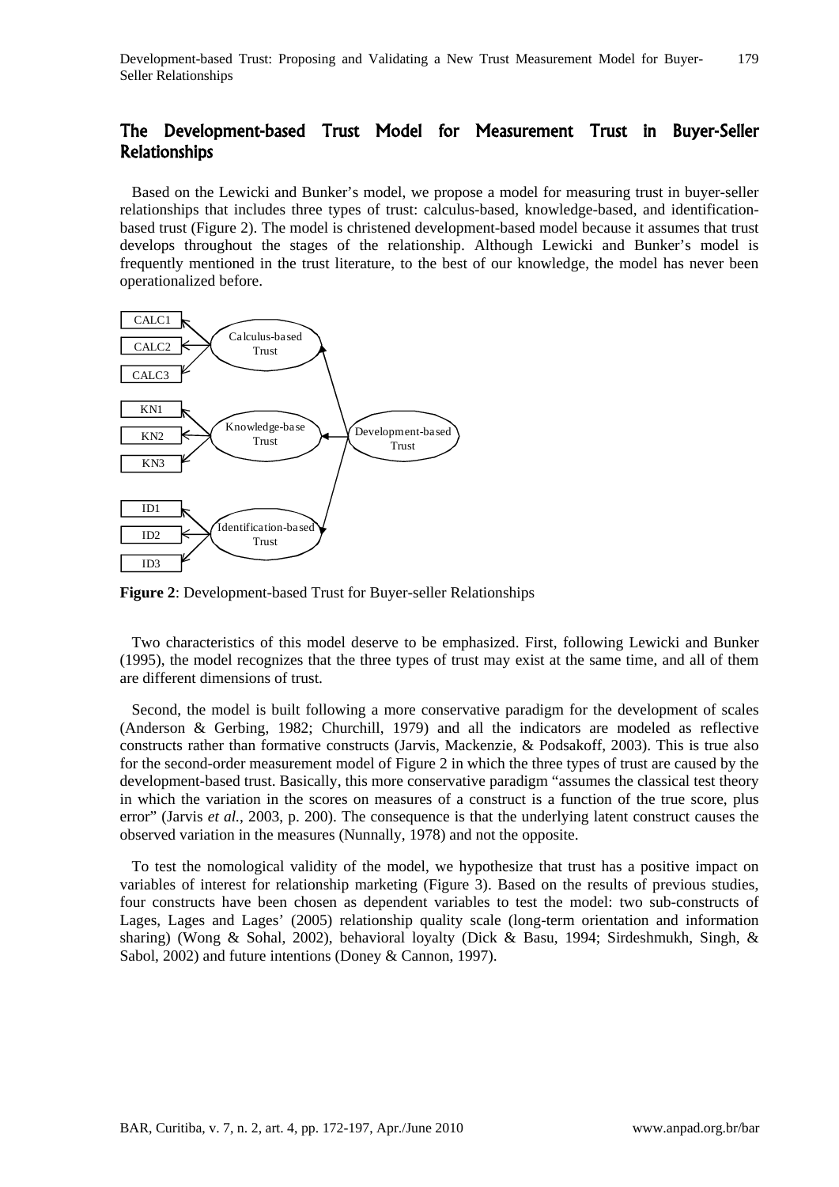## The Development-based Trust Model for Measurement Trust in Buyer-Seller Relationships

Based on the Lewicki and Bunker's model, we propose a model for measuring trust in buyer-seller relationships that includes three types of trust: calculus-based, knowledge-based, and identification-based trust (Figure 2). The model is christened development-based model because it assumes that trust develops throughout the stages of the relationship. Although Lewicki and Bunker's model is frequently mentioned in the trust literature, to the best of our knowledge, the model has never been operationalized before.

**Figure 2**: Development-based Trust for Buyer-seller Relationships

Two characteristics of this model deserve to be emphasized. First, following Lewicki and Bunker (1995), the model recognizes that the three types of trust may exist at the same time, and all of them are different dimensions of trust.

Second, the model is built following a more conservative paradigm for the development of scales (Anderson & Gerbing, 1982; Churchill, 1979) and all the indicators are modeled as reflective constructs rather than formative constructs (Jarvis, Mackenzie, & Podsakoff, 2003). This is true also for the second-order measurement model of Figure 2 in which the three types of trust are caused by the development-based trust. Basically, this more conservative paradigm "assumes the classical test theory in which the variation in the scores on measures of a construct is a function of the true score, plus error" (Jarvis *et al.*, 2003, p. 200). The consequence is that the underlying latent construct causes the observed variation in the measures (Nunnally, 1978) and not the opposite.

To test the nomological validity of the model, we hypothesize that trust has a positive impact on variables of interest for relationship marketing (Figure 3). Based on the results of previous studies, four constructs have been chosen as dependent variables to test the model: two sub-constructs of Lages, Lages and Lages' (2005) relationship quality scale (long-term orientation and information sharing) (Wong & Sohal, 2002), behavioral loyalty (Dick & Basu, 1994; Sirdeshmukh, Singh, & Sabol, 2002) and future intentions (Doney & Cannon, 1997).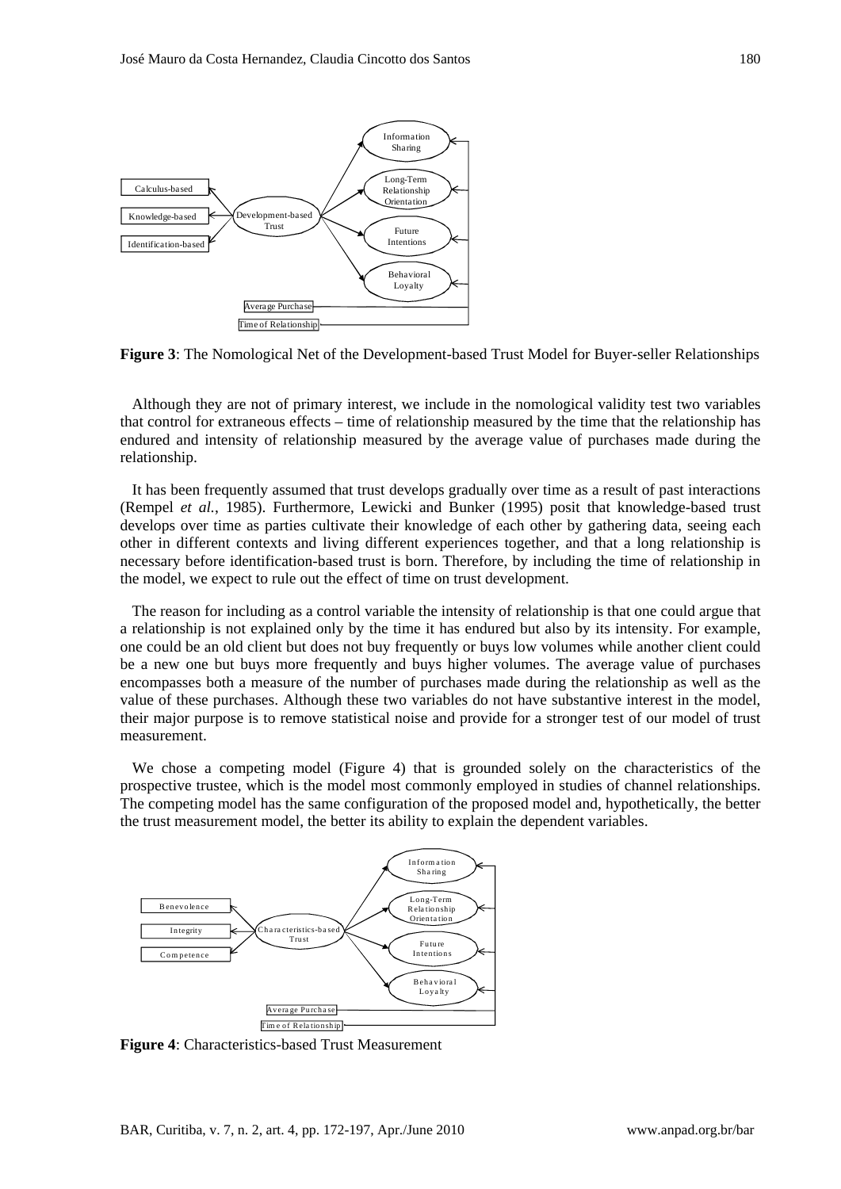Information Sharing

Long-Term Relationship Orientation

Calculus-based

Knowledge-based

Development-based Trust

Identification-based

Future Intentions

Behavioral Loyalty

Average Purchase

Time of Relationship

**Figure 3**: The Nomological Net of the Development-based Trust Model for Buyer-seller Relationships

Although they are not of primary interest, we include in the nomological validity test two variables that control for extraneous effects – time of relationship measured by the time that the relationship has endured and intensity of relationship measured by the average value of purchases made during the relationship.

It has been frequently assumed that trust develops gradually over time as a result of past interactions (Rempel *et al.*, 1985). Furthermore, Lewicki and Bunker (1995) posit that knowledge-based trust develops over time as parties cultivate their knowledge of each other by gathering data, seeing each other in different contexts and living different experiences together, and that a long relationship is necessary before identification-based trust is born. Therefore, by including the time of relationship in the model, we expect to rule out the effect of time on trust development.

The reason for including as a control variable the intensity of relationship is that one could argue that a relationship is not explained only by the time it has endured but also by its intensity. For example, one could be an old client but does not buy frequently or buys low volumes while another client could be a new one but buys more frequently and buys higher volumes. The average value of purchases encompasses both a measure of the number of purchases made during the relationship as well as the value of these purchases. Although these two variables do not have substantive interest in the model, their major purpose is to remove statistical noise and provide for a stronger test of our model of trust measurement.

We chose a competing model (Figure 4) that is grounded solely on the characteristics of the prospective trustee, which is the model most commonly employed in studies of channel relationships. The competing model has the same configuration of the proposed model and, hypothetically, the better the trust measurement model, the better its ability to explain the dependent variables.

Information Sharing

Long-Term Relationship Orientation

Benevolence

Integrity

Characteristics-based Trust

Competence

Future Intentions

Behavioral Loyalty

Average Purchase

Time of Relationship

**Figure 4**: Characteristics-based Trust Measurement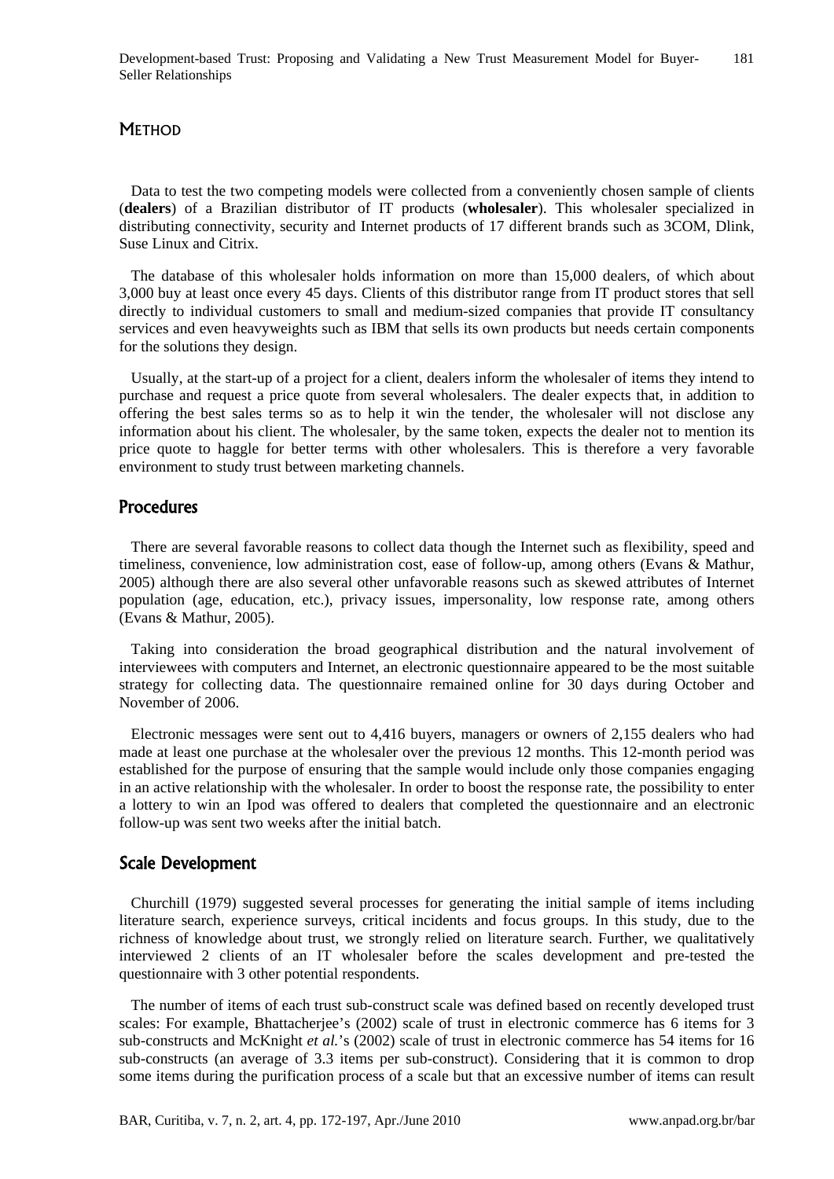## METHOD

Data to test the two competing models were collected from a conveniently chosen sample of clients (**dealers**) of a Brazilian distributor of IT products (**wholesaler**). This wholesaler specialized in distributing connectivity, security and Internet products of 17 different brands such as 3COM, Dlink, Suse Linux and Citrix.

The database of this wholesaler holds information on more than 15,000 dealers, of which about 3,000 buy at least once every 45 days. Clients of this distributor range from IT product stores that sell directly to individual customers to small and medium-sized companies that provide IT consultancy services and even heavyweights such as IBM that sells its own products but needs certain components for the solutions they design.

Usually, at the start-up of a project for a client, dealers inform the wholesaler of items they intend to purchase and request a price quote from several wholesalers. The dealer expects that, in addition to offering the best sales terms so as to help it win the tender, the wholesaler will not disclose any information about his client. The wholesaler, by the same token, expects the dealer not to mention its price quote to haggle for better terms with other wholesalers. This is therefore a very favorable environment to study trust between marketing channels.

### Procedures

There are several favorable reasons to collect data though the Internet such as flexibility, speed and timeliness, convenience, low administration cost, ease of follow-up, among others (Evans & Mathur, 2005) although there are also several other unfavorable reasons such as skewed attributes of Internet population (age, education, etc.), privacy issues, impersonality, low response rate, among others (Evans & Mathur, 2005).

Taking into consideration the broad geographical distribution and the natural involvement of interviewees with computers and Internet, an electronic questionnaire appeared to be the most suitable strategy for collecting data. The questionnaire remained online for 30 days during October and November of 2006.

Electronic messages were sent out to 4,416 buyers, managers or owners of 2,155 dealers who had made at least one purchase at the wholesaler over the previous 12 months. This 12-month period was established for the purpose of ensuring that the sample would include only those companies engaging in an active relationship with the wholesaler. In order to boost the response rate, the possibility to enter a lottery to win an Ipod was offered to dealers that completed the questionnaire and an electronic follow-up was sent two weeks after the initial batch.

### Scale Development

Churchill (1979) suggested several processes for generating the initial sample of items including literature search, experience surveys, critical incidents and focus groups. In this study, due to the richness of knowledge about trust, we strongly relied on literature search. Further, we qualitatively interviewed 2 clients of an IT wholesaler before the scales development and pre-tested the questionnaire with 3 other potential respondents.

The number of items of each trust sub-construct scale was defined based on recently developed trust scales: For example, Bhattacherjee's (2002) scale of trust in electronic commerce has 6 items for 3 sub-constructs and McKnight *et al.*'s (2002) scale of trust in electronic commerce has 54 items for 16 sub-constructs (an average of 3.3 items per sub-construct). Considering that it is common to drop some items during the purification process of a scale but that an excessive number of items can result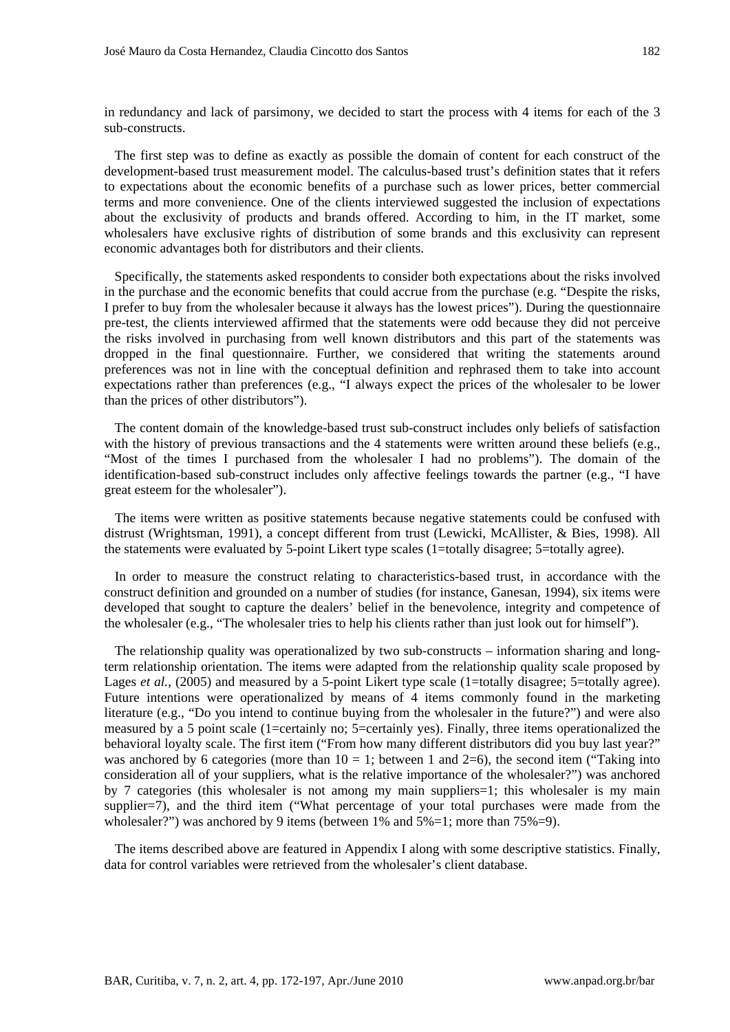in redundancy and lack of parsimony, we decided to start the process with 4 items for each of the 3 sub-constructs.

The first step was to define as exactly as possible the domain of content for each construct of the development-based trust measurement model. The calculus-based trust's definition states that it refers to expectations about the economic benefits of a purchase such as lower prices, better commercial terms and more convenience. One of the clients interviewed suggested the inclusion of expectations about the exclusivity of products and brands offered. According to him, in the IT market, some wholesalers have exclusive rights of distribution of some brands and this exclusivity can represent economic advantages both for distributors and their clients.

Specifically, the statements asked respondents to consider both expectations about the risks involved in the purchase and the economic benefits that could accrue from the purchase (e.g. "Despite the risks, I prefer to buy from the wholesaler because it always has the lowest prices"). During the questionnaire pre-test, the clients interviewed affirmed that the statements were odd because they did not perceive the risks involved in purchasing from well known distributors and this part of the statements was dropped in the final questionnaire. Further, we considered that writing the statements around preferences was not in line with the conceptual definition and rephrased them to take into account expectations rather than preferences (e.g., "I always expect the prices of the wholesaler to be lower than the prices of other distributors").

The content domain of the knowledge-based trust sub-construct includes only beliefs of satisfaction with the history of previous transactions and the 4 statements were written around these beliefs (e.g., "Most of the times I purchased from the wholesaler I had no problems"). The domain of the identification-based sub-construct includes only affective feelings towards the partner (e.g., "I have great esteem for the wholesaler").

The items were written as positive statements because negative statements could be confused with distrust (Wrightsman, 1991), a concept different from trust (Lewicki, McAllister, & Bies, 1998). All the statements were evaluated by 5-point Likert type scales (1=totally disagree; 5=totally agree).

In order to measure the construct relating to characteristics-based trust, in accordance with the construct definition and grounded on a number of studies (for instance, Ganesan, 1994), six items were developed that sought to capture the dealers' belief in the benevolence, integrity and competence of the wholesaler (e.g., "The wholesaler tries to help his clients rather than just look out for himself").

The relationship quality was operationalized by two sub-constructs – information sharing and long-term relationship orientation. The items were adapted from the relationship quality scale proposed by Lages *et al.*, (2005) and measured by a 5-point Likert type scale (1=totally disagree; 5=totally agree). Future intentions were operationalized by means of 4 items commonly found in the marketing literature (e.g., "Do you intend to continue buying from the wholesaler in the future?") and were also measured by a 5 point scale (1=certainly no; 5=certainly yes). Finally, three items operationalized the behavioral loyalty scale. The first item ("From how many different distributors did you buy last year?" was anchored by 6 categories (more than 10 = 1; between 1 and 2=6), the second item ("Taking into consideration all of your suppliers, what is the relative importance of the wholesaler?") was anchored by 7 categories (this wholesaler is not among my main suppliers=1; this wholesaler is my main supplier=7), and the third item ("What percentage of your total purchases were made from the wholesaler?") was anchored by 9 items (between 1% and 5%=1; more than 75%=9).

The items described above are featured in Appendix I along with some descriptive statistics. Finally, data for control variables were retrieved from the wholesaler's client database.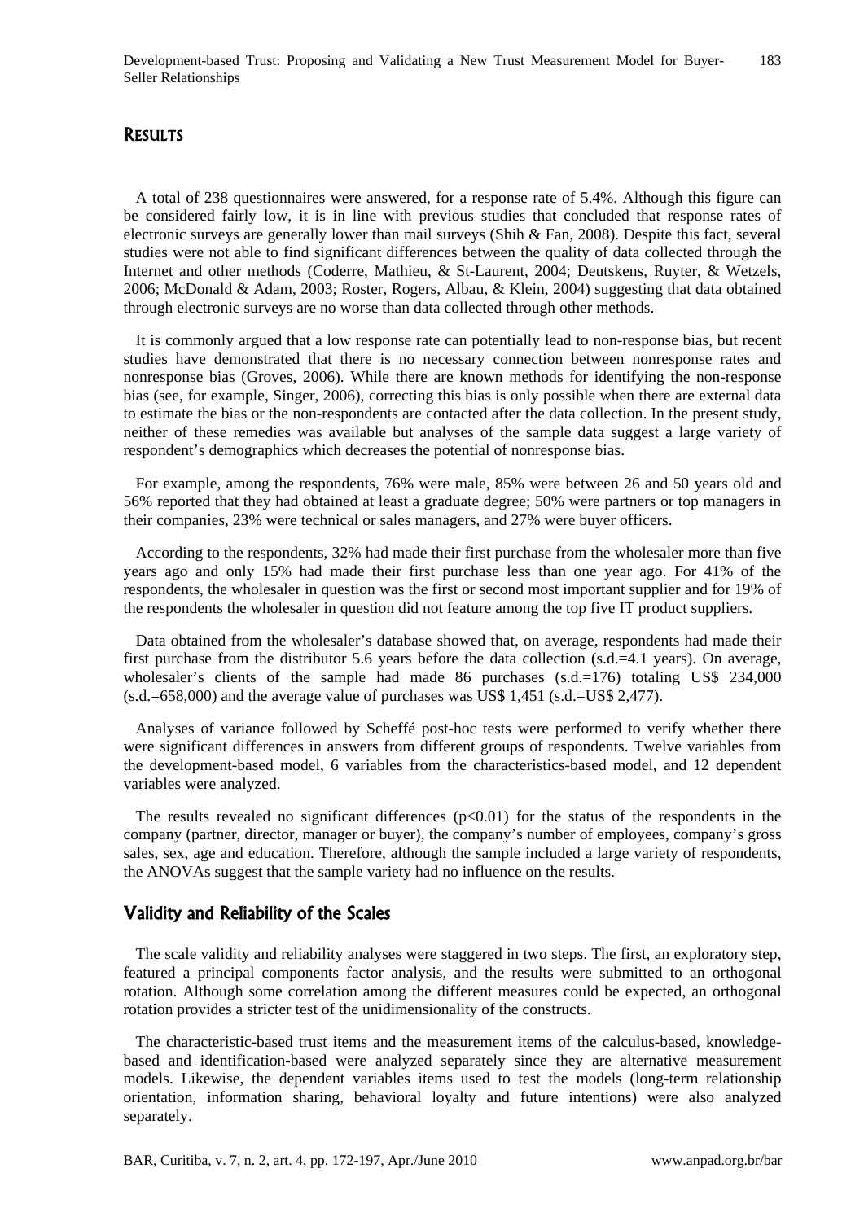## RESULTS

A total of 238 questionnaires were answered, for a response rate of 5.4%. Although this figure can be considered fairly low, it is in line with previous studies that concluded that response rates of electronic surveys are generally lower than mail surveys (Shih & Fan, 2008). Despite this fact, several studies were not able to find significant differences between the quality of data collected through the Internet and other methods (Coderre, Mathieu, & St-Laurent, 2004; Deutskens, Ruyter, & Wetzels, 2006; McDonald & Adam, 2003; Roster, Rogers, Albau, & Klein, 2004) suggesting that data obtained through electronic surveys are no worse than data collected through other methods.

It is commonly argued that a low response rate can potentially lead to non-response bias, but recent studies have demonstrated that there is no necessary connection between nonresponse rates and nonresponse bias (Groves, 2006). While there are known methods for identifying the non-response bias (see, for example, Singer, 2006), correcting this bias is only possible when there are external data to estimate the bias or the non-respondents are contacted after the data collection. In the present study, neither of these remedies was available but analyses of the sample data suggest a large variety of respondent's demographics which decreases the potential of nonresponse bias.

For example, among the respondents, 76% were male, 85% were between 26 and 50 years old and 56% reported that they had obtained at least a graduate degree; 50% were partners or top managers in their companies, 23% were technical or sales managers, and 27% were buyer officers.

According to the respondents, 32% had made their first purchase from the wholesaler more than five years ago and only 15% had made their first purchase less than one year ago. For 41% of the respondents, the wholesaler in question was the first or second most important supplier and for 19% of the respondents the wholesaler in question did not feature among the top five IT product suppliers.

Data obtained from the wholesaler's database showed that, on average, respondents had made their first purchase from the distributor 5.6 years before the data collection (s.d.=4.1 years). On average, wholesaler's clients of the sample had made 86 purchases (s.d.=176) totaling US$ 234,000 (s.d.=658,000) and the average value of purchases was US$ 1,451 (s.d.=US$ 2,477).

Analyses of variance followed by Scheffé post-hoc tests were performed to verify whether there were significant differences in answers from different groups of respondents. Twelve variables from the development-based model, 6 variables from the characteristics-based model, and 12 dependent variables were analyzed.

The results revealed no significant differences ($p<0.01$) for the status of the respondents in the company (partner, director, manager or buyer), the company's number of employees, company's gross sales, sex, age and education. Therefore, although the sample included a large variety of respondents, the ANOVAs suggest that the sample variety had no influence on the results.

### Validity and Reliability of the Scales

The scale validity and reliability analyses were staggered in two steps. The first, an exploratory step, featured a principal components factor analysis, and the results were submitted to an orthogonal rotation. Although some correlation among the different measures could be expected, an orthogonal rotation provides a stricter test of the unidimensionality of the constructs.

The characteristic-based trust items and the measurement items of the calculus-based, knowledge-based and identification-based were analyzed separately since they are alternative measurement models. Likewise, the dependent variables items used to test the models (long-term relationship orientation, information sharing, behavioral loyalty and future intentions) were also analyzed separately.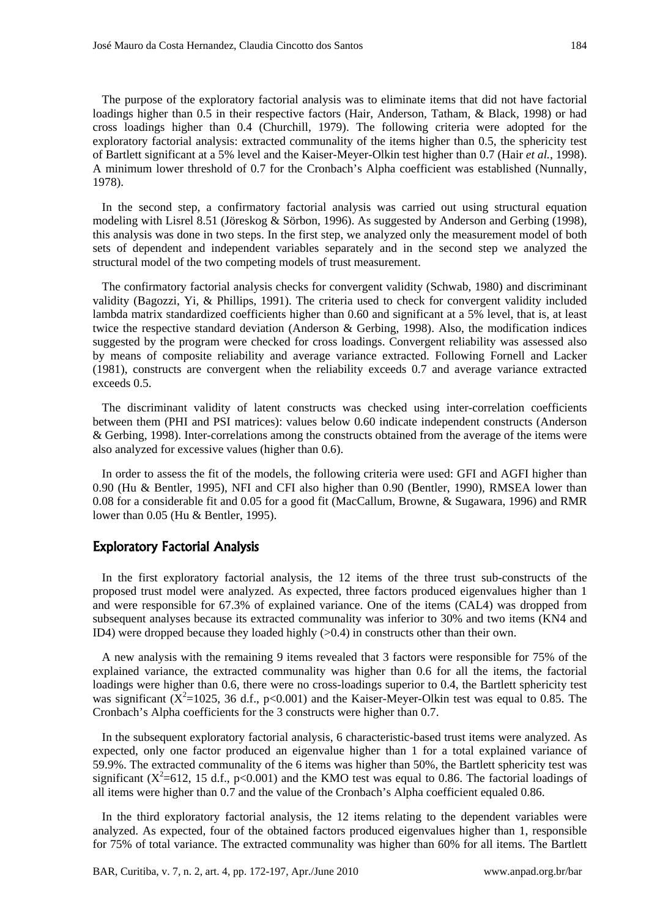The purpose of the exploratory factorial analysis was to eliminate items that did not have factorial loadings higher than 0.5 in their respective factors (Hair, Anderson, Tatham, & Black, 1998) or had cross loadings higher than 0.4 (Churchill, 1979). The following criteria were adopted for the exploratory factorial analysis: extracted communality of the items higher than 0.5, the sphericity test of Bartlett significant at a 5% level and the Kaiser-Meyer-Olkin test higher than 0.7 (Hair *et al.*, 1998). A minimum lower threshold of 0.7 for the Cronbach's Alpha coefficient was established (Nunnally, 1978).

In the second step, a confirmatory factorial analysis was carried out using structural equation modeling with Lisrel 8.51 (Jöreskog & Sörbon, 1996). As suggested by Anderson and Gerbing (1998), this analysis was done in two steps. In the first step, we analyzed only the measurement model of both sets of dependent and independent variables separately and in the second step we analyzed the structural model of the two competing models of trust measurement.

The confirmatory factorial analysis checks for convergent validity (Schwab, 1980) and discriminant validity (Bagozzi, Yi, & Phillips, 1991). The criteria used to check for convergent validity included lambda matrix standardized coefficients higher than 0.60 and significant at a 5% level, that is, at least twice the respective standard deviation (Anderson & Gerbing, 1998). Also, the modification indices suggested by the program were checked for cross loadings. Convergent reliability was assessed also by means of composite reliability and average variance extracted. Following Fornell and Lacker (1981), constructs are convergent when the reliability exceeds 0.7 and average variance extracted exceeds 0.5.

The discriminant validity of latent constructs was checked using inter-correlation coefficients between them (PHI and PSI matrices): values below 0.60 indicate independent constructs (Anderson & Gerbing, 1998). Inter-correlations among the constructs obtained from the average of the items were also analyzed for excessive values (higher than 0.6).

In order to assess the fit of the models, the following criteria were used: GFI and AGFI higher than 0.90 (Hu & Bentler, 1995), NFI and CFI also higher than 0.90 (Bentler, 1990), RMSEA lower than 0.08 for a considerable fit and 0.05 for a good fit (MacCallum, Browne, & Sugawara, 1996) and RMR lower than 0.05 (Hu & Bentler, 1995).

## Exploratory Factorial Analysis

In the first exploratory factorial analysis, the 12 items of the three trust sub-constructs of the proposed trust model were analyzed. As expected, three factors produced eigenvalues higher than 1 and were responsible for 67.3% of explained variance. One of the items (CAL4) was dropped from subsequent analyses because its extracted communality was inferior to 30% and two items (KN4 and ID4) were dropped because they loaded highly (>0.4) in constructs other than their own.

A new analysis with the remaining 9 items revealed that 3 factors were responsible for 75% of the explained variance, the extracted communality was higher than 0.6 for all the items, the factorial loadings were higher than 0.6, there were no cross-loadings superior to 0.4, the Bartlett sphericity test was significant ($X^2$=1025, 36 d.f., $p<0.001$) and the Kaiser-Meyer-Olkin test was equal to 0.85. The Cronbach's Alpha coefficients for the 3 constructs were higher than 0.7.

In the subsequent exploratory factorial analysis, 6 characteristic-based trust items were analyzed. As expected, only one factor produced an eigenvalue higher than 1 for a total explained variance of 59.9%. The extracted communality of the 6 items was higher than 50%, the Bartlett sphericity test was significant ($X^2$=612, 15 d.f., $p<0.001$) and the KMO test was equal to 0.86. The factorial loadings of all items were higher than 0.7 and the value of the Cronbach's Alpha coefficient equaled 0.86.

In the third exploratory factorial analysis, the 12 items relating to the dependent variables were analyzed. As expected, four of the obtained factors produced eigenvalues higher than 1, responsible for 75% of total variance. The extracted communality was higher than 60% for all items. The Bartlett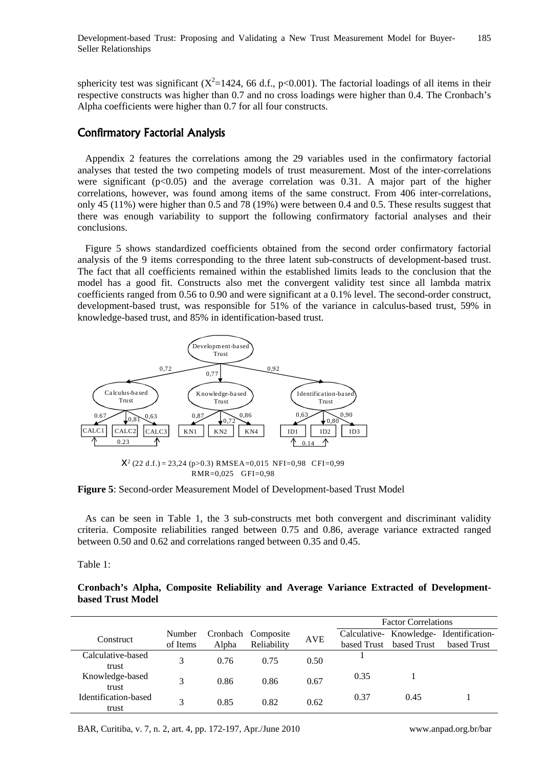sphericity test was significant ($X^2$=1424, 66 d.f., p<0.001). The factorial loadings of all items in their respective constructs was higher than 0.7 and no cross loadings were higher than 0.4. The Cronbach's Alpha coefficients were higher than 0.7 for all four constructs.

## Confirmatory Factorial Analysis

Appendix 2 features the correlations among the 29 variables used in the confirmatory factorial analyses that tested the two competing models of trust measurement. Most of the inter-correlations were significant (p<0.05) and the average correlation was 0.31. A major part of the higher correlations, however, was found among items of the same construct. From 406 inter-correlations, only 45 (11%) were higher than 0.5 and 78 (19%) were between 0.4 and 0.5. These results suggest that there was enough variability to support the following confirmatory factorial analyses and their conclusions.

Figure 5 shows standardized coefficients obtained from the second order confirmatory factorial analysis of the 9 items corresponding to the three latent sub-constructs of development-based trust. The fact that all coefficients remained within the established limits leads to the conclusion that the model has a good fit. Constructs also met the convergent validity test since all lambda matrix coefficients ranged from 0.56 to 0.90 and were significant at a 0.1% level. The second-order construct, development-based trust, was responsible for 51% of the variance in calculus-based trust, 59% in knowledge-based trust, and 85% in identification-based trust.

Development-based Trust

0,72 — 0,77 — 0,92

Calculus-based Trust: CALC1 0.67, CALC2 0,81, CALC3 0,63 (CALC1–CALC3 0.23)

Knowledge-based Trust: KN1 0,87, KN2 0,72, KN4 0,86

Identification-based Trust: ID1 0,63, ID2 0,80, ID3 0,90 (ID1–ID2 0.14)

$X^2$ (22 d.f.) = 23,24 (p>0.3) RMSEA=0,015 NFI=0,98 CFI=0,99 RMR=0,025 GFI=0,98

**Figure 5**: Second-order Measurement Model of Development-based Trust Model

As can be seen in Table 1, the 3 sub-constructs met both convergent and discriminant validity criteria. Composite reliabilities ranged between 0.75 and 0.86, average variance extracted ranged between 0.50 and 0.62 and correlations ranged between 0.35 and 0.45.

Table 1:

**Cronbach's Alpha, Composite Reliability and Average Variance Extracted of Development-based Trust Model**

| Construct | Number of Items | Cronbach Alpha | Composite Reliability | AVE | Factor Correlations | | |
|---|---|---|---|---|---|---|---|
| | | | | | Calculative-based Trust | Knowledge-based Trust | Identification-based Trust |
| Calculative-based trust | 3 | 0.76 | 0.75 | 0.50 | 1 | | |
| Knowledge-based trust | 3 | 0.86 | 0.86 | 0.67 | 0.35 | 1 | |
| Identification-based trust | 3 | 0.85 | 0.82 | 0.62 | 0.37 | 0.45 | 1 |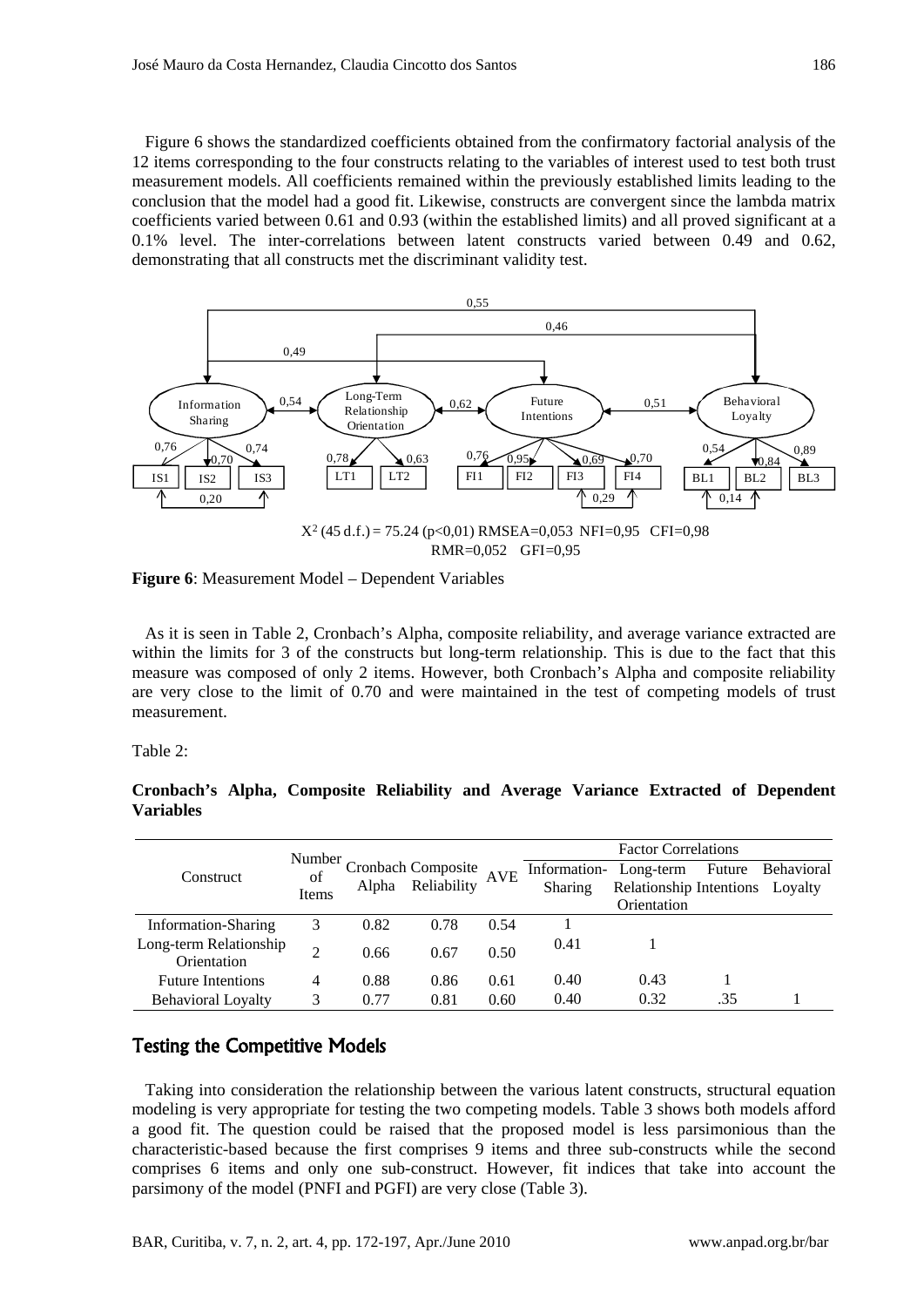Figure 6 shows the standardized coefficients obtained from the confirmatory factorial analysis of the 12 items corresponding to the four constructs relating to the variables of interest used to test both trust measurement models. All coefficients remained within the previously established limits leading to the conclusion that the model had a good fit. Likewise, constructs are convergent since the lambda matrix coefficients varied between 0.61 and 0.93 (within the established limits) and all proved significant at a 0.1% level. The inter-correlations between latent constructs varied between 0.49 and 0.62, demonstrating that all constructs met the discriminant validity test.

$X^2$ (45 d.f.) = 75.24 (p<0,01) RMSEA=0,053 NFI=0,95 CFI=0,98 RMR=0,052 GFI=0,95

**Figure 6**: Measurement Model – Dependent Variables

As it is seen in Table 2, Cronbach's Alpha, composite reliability, and average variance extracted are within the limits for 3 of the constructs but long-term relationship. This is due to the fact that this measure was composed of only 2 items. However, both Cronbach's Alpha and composite reliability are very close to the limit of 0.70 and were maintained in the test of competing models of trust measurement.

Table 2:

**Cronbach's Alpha, Composite Reliability and Average Variance Extracted of Dependent Variables**

| Construct | Number of Items | Cronbach Alpha | Composite Reliability | AVE | Factor Correlations | | | |
|---|---|---|---|---|---|---|---|---|
| | | | | | Information-Sharing | Long-term Relationship Orientation | Future Intentions | Behavioral Loyalty |
| Information-Sharing | 3 | 0.82 | 0.78 | 0.54 | 1 | | | |
| Long-term Relationship Orientation | 2 | 0.66 | 0.67 | 0.50 | 0.41 | 1 | | |
| Future Intentions | 4 | 0.88 | 0.86 | 0.61 | 0.40 | 0.43 | 1 | |
| Behavioral Loyalty | 3 | 0.77 | 0.81 | 0.60 | 0.40 | 0.32 | .35 | 1 |

## Testing the Competitive Models

Taking into consideration the relationship between the various latent constructs, structural equation modeling is very appropriate for testing the two competing models. Table 3 shows both models afford a good fit. The question could be raised that the proposed model is less parsimonious than the characteristic-based because the first comprises 9 items and three sub-constructs while the second comprises 6 items and only one sub-construct. However, fit indices that take into account the parsimony of the model (PNFI and PGFI) are very close (Table 3).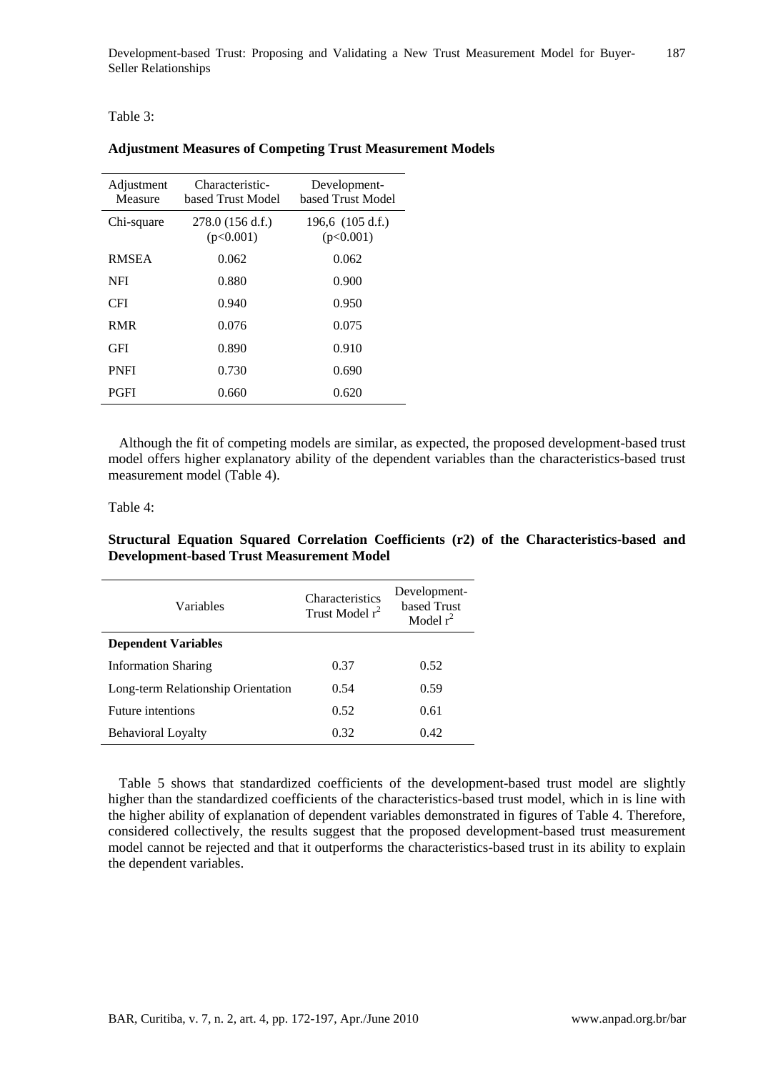Table 3:

**Adjustment Measures of Competing Trust Measurement Models**

| Adjustment Measure | Characteristic-based Trust Model | Development-based Trust Model |
|---|---|---|
| Chi-square | 278.0 (156 d.f.) (p<0.001) | 196,6 (105 d.f.) (p<0.001) |
| RMSEA | 0.062 | 0.062 |
| NFI | 0.880 | 0.900 |
| CFI | 0.940 | 0.950 |
| RMR | 0.076 | 0.075 |
| GFI | 0.890 | 0.910 |
| PNFI | 0.730 | 0.690 |
| PGFI | 0.660 | 0.620 |

Although the fit of competing models are similar, as expected, the proposed development-based trust model offers higher explanatory ability of the dependent variables than the characteristics-based trust measurement model (Table 4).

Table 4:

**Structural Equation Squared Correlation Coefficients (r2) of the Characteristics-based and Development-based Trust Measurement Model**

| Variables | Characteristics Trust Model $r^2$ | Development-based Trust Model $r^2$ |
|---|---|---|
| **Dependent Variables** | | |
| Information Sharing | 0.37 | 0.52 |
| Long-term Relationship Orientation | 0.54 | 0.59 |
| Future intentions | 0.52 | 0.61 |
| Behavioral Loyalty | 0.32 | 0.42 |

Table 5 shows that standardized coefficients of the development-based trust model are slightly higher than the standardized coefficients of the characteristics-based trust model, which in is line with the higher ability of explanation of dependent variables demonstrated in figures of Table 4. Therefore, considered collectively, the results suggest that the proposed development-based trust measurement model cannot be rejected and that it outperforms the characteristics-based trust in its ability to explain the dependent variables.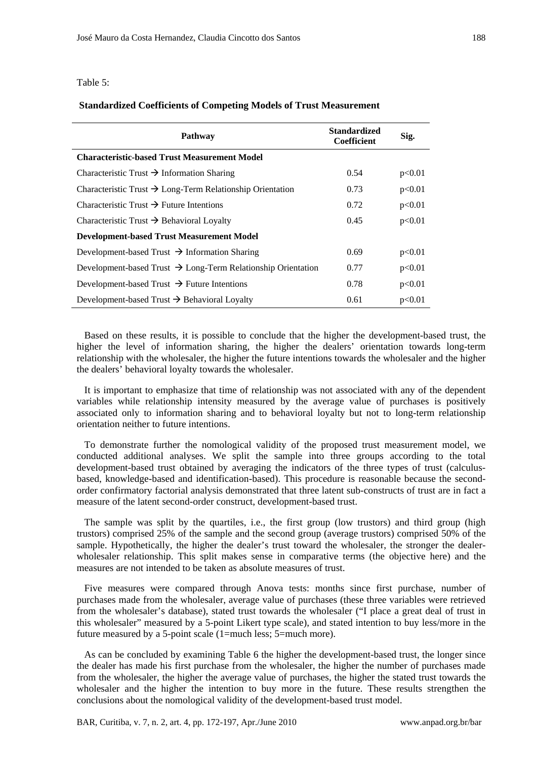Table 5:

**Standardized Coefficients of Competing Models of Trust Measurement**

| Pathway | Standardized Coefficient | Sig. |
|---|---|---|
| **Characteristic-based Trust Measurement Model** | | |
| Characteristic Trust → Information Sharing | 0.54 | p<0.01 |
| Characteristic Trust → Long-Term Relationship Orientation | 0.73 | p<0.01 |
| Characteristic Trust → Future Intentions | 0.72 | p<0.01 |
| Characteristic Trust → Behavioral Loyalty | 0.45 | p<0.01 |
| **Development-based Trust Measurement Model** | | |
| Development-based Trust → Information Sharing | 0.69 | p<0.01 |
| Development-based Trust → Long-Term Relationship Orientation | 0.77 | p<0.01 |
| Development-based Trust → Future Intentions | 0.78 | p<0.01 |
| Development-based Trust → Behavioral Loyalty | 0.61 | p<0.01 |

Based on these results, it is possible to conclude that the higher the development-based trust, the higher the level of information sharing, the higher the dealers' orientation towards long-term relationship with the wholesaler, the higher the future intentions towards the wholesaler and the higher the dealers' behavioral loyalty towards the wholesaler.

It is important to emphasize that time of relationship was not associated with any of the dependent variables while relationship intensity measured by the average value of purchases is positively associated only to information sharing and to behavioral loyalty but not to long-term relationship orientation neither to future intentions.

To demonstrate further the nomological validity of the proposed trust measurement model, we conducted additional analyses. We split the sample into three groups according to the total development-based trust obtained by averaging the indicators of the three types of trust (calculus-based, knowledge-based and identification-based). This procedure is reasonable because the second-order confirmatory factorial analysis demonstrated that three latent sub-constructs of trust are in fact a measure of the latent second-order construct, development-based trust.

The sample was split by the quartiles, i.e., the first group (low trustors) and third group (high trustors) comprised 25% of the sample and the second group (average trustors) comprised 50% of the sample. Hypothetically, the higher the dealer's trust toward the wholesaler, the stronger the dealer-wholesaler relationship. This split makes sense in comparative terms (the objective here) and the measures are not intended to be taken as absolute measures of trust.

Five measures were compared through Anova tests: months since first purchase, number of purchases made from the wholesaler, average value of purchases (these three variables were retrieved from the wholesaler's database), stated trust towards the wholesaler ("I place a great deal of trust in this wholesaler" measured by a 5-point Likert type scale), and stated intention to buy less/more in the future measured by a 5-point scale (1=much less; 5=much more).

As can be concluded by examining Table 6 the higher the development-based trust, the longer since the dealer has made his first purchase from the wholesaler, the higher the number of purchases made from the wholesaler, the higher the average value of purchases, the higher the stated trust towards the wholesaler and the higher the intention to buy more in the future. These results strengthen the conclusions about the nomological validity of the development-based trust model.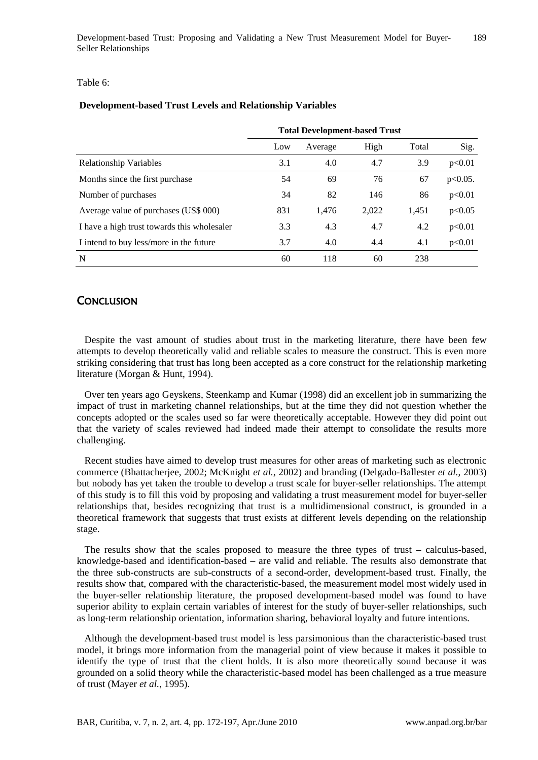Table 6:

**Development-based Trust Levels and Relationship Variables**

| | Total Development-based Trust | | | | |
|---|---|---|---|---|---|
| | Low | Average | High | Total | Sig. |
| Relationship Variables | 3.1 | 4.0 | 4.7 | 3.9 | p<0.01 |
| Months since the first purchase | 54 | 69 | 76 | 67 | p<0.05. |
| Number of purchases | 34 | 82 | 146 | 86 | p<0.01 |
| Average value of purchases (US$ 000) | 831 | 1,476 | 2,022 | 1,451 | p<0.05 |
| I have a high trust towards this wholesaler | 3.3 | 4.3 | 4.7 | 4.2 | p<0.01 |
| I intend to buy less/more in the future | 3.7 | 4.0 | 4.4 | 4.1 | p<0.01 |
| N | 60 | 118 | 60 | 238 | |

## Conclusion

Despite the vast amount of studies about trust in the marketing literature, there have been few attempts to develop theoretically valid and reliable scales to measure the construct. This is even more striking considering that trust has long been accepted as a core construct for the relationship marketing literature (Morgan & Hunt, 1994).

Over ten years ago Geyskens, Steenkamp and Kumar (1998) did an excellent job in summarizing the impact of trust in marketing channel relationships, but at the time they did not question whether the concepts adopted or the scales used so far were theoretically acceptable. However they did point out that the variety of scales reviewed had indeed made their attempt to consolidate the results more challenging.

Recent studies have aimed to develop trust measures for other areas of marketing such as electronic commerce (Bhattacherjee, 2002; McKnight *et al.*, 2002) and branding (Delgado-Ballester *et al.*, 2003) but nobody has yet taken the trouble to develop a trust scale for buyer-seller relationships. The attempt of this study is to fill this void by proposing and validating a trust measurement model for buyer-seller relationships that, besides recognizing that trust is a multidimensional construct, is grounded in a theoretical framework that suggests that trust exists at different levels depending on the relationship stage.

The results show that the scales proposed to measure the three types of trust – calculus-based, knowledge-based and identification-based – are valid and reliable. The results also demonstrate that the three sub-constructs are sub-constructs of a second-order, development-based trust. Finally, the results show that, compared with the characteristic-based, the measurement model most widely used in the buyer-seller relationship literature, the proposed development-based model was found to have superior ability to explain certain variables of interest for the study of buyer-seller relationships, such as long-term relationship orientation, information sharing, behavioral loyalty and future intentions.

Although the development-based trust model is less parsimonious than the characteristic-based trust model, it brings more information from the managerial point of view because it makes it possible to identify the type of trust that the client holds. It is also more theoretically sound because it was grounded on a solid theory while the characteristic-based model has been challenged as a true measure of trust (Mayer *et al.*, 1995).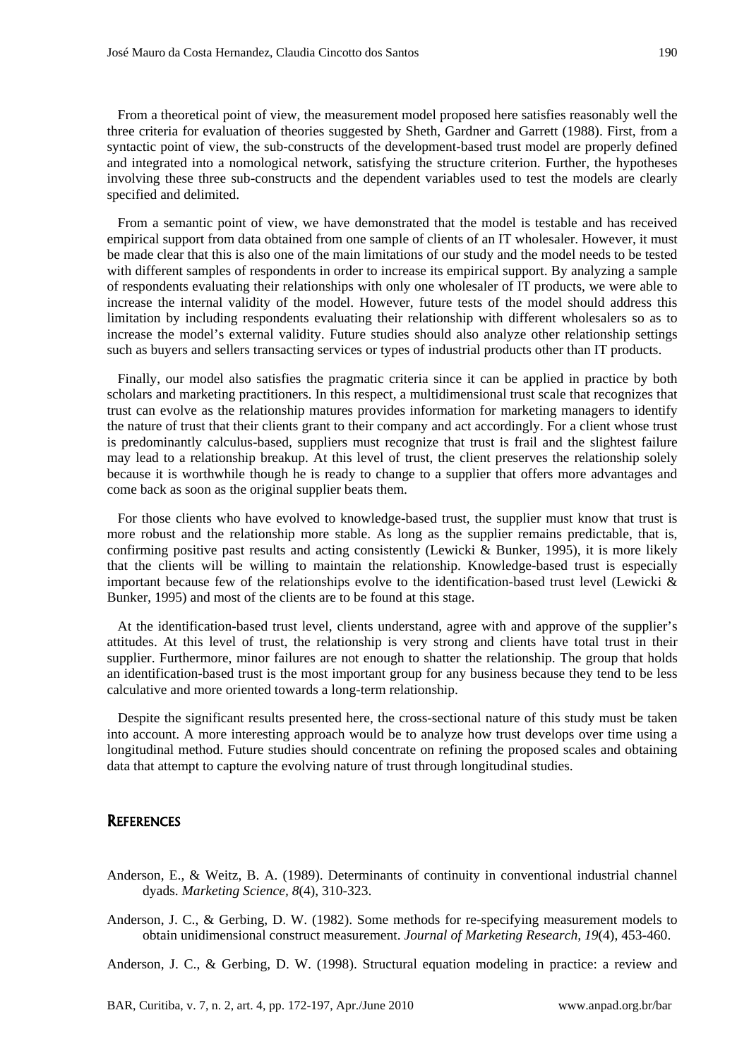From a theoretical point of view, the measurement model proposed here satisfies reasonably well the three criteria for evaluation of theories suggested by Sheth, Gardner and Garrett (1988). First, from a syntactic point of view, the sub-constructs of the development-based trust model are properly defined and integrated into a nomological network, satisfying the structure criterion. Further, the hypotheses involving these three sub-constructs and the dependent variables used to test the models are clearly specified and delimited.

From a semantic point of view, we have demonstrated that the model is testable and has received empirical support from data obtained from one sample of clients of an IT wholesaler. However, it must be made clear that this is also one of the main limitations of our study and the model needs to be tested with different samples of respondents in order to increase its empirical support. By analyzing a sample of respondents evaluating their relationships with only one wholesaler of IT products, we were able to increase the internal validity of the model. However, future tests of the model should address this limitation by including respondents evaluating their relationship with different wholesalers so as to increase the model's external validity. Future studies should also analyze other relationship settings such as buyers and sellers transacting services or types of industrial products other than IT products.

Finally, our model also satisfies the pragmatic criteria since it can be applied in practice by both scholars and marketing practitioners. In this respect, a multidimensional trust scale that recognizes that trust can evolve as the relationship matures provides information for marketing managers to identify the nature of trust that their clients grant to their company and act accordingly. For a client whose trust is predominantly calculus-based, suppliers must recognize that trust is frail and the slightest failure may lead to a relationship breakup. At this level of trust, the client preserves the relationship solely because it is worthwhile though he is ready to change to a supplier that offers more advantages and come back as soon as the original supplier beats them.

For those clients who have evolved to knowledge-based trust, the supplier must know that trust is more robust and the relationship more stable. As long as the supplier remains predictable, that is, confirming positive past results and acting consistently (Lewicki & Bunker, 1995), it is more likely that the clients will be willing to maintain the relationship. Knowledge-based trust is especially important because few of the relationships evolve to the identification-based trust level (Lewicki & Bunker, 1995) and most of the clients are to be found at this stage.

At the identification-based trust level, clients understand, agree with and approve of the supplier's attitudes. At this level of trust, the relationship is very strong and clients have total trust in their supplier. Furthermore, minor failures are not enough to shatter the relationship. The group that holds an identification-based trust is the most important group for any business because they tend to be less calculative and more oriented towards a long-term relationship.

Despite the significant results presented here, the cross-sectional nature of this study must be taken into account. A more interesting approach would be to analyze how trust develops over time using a longitudinal method. Future studies should concentrate on refining the proposed scales and obtaining data that attempt to capture the evolving nature of trust through longitudinal studies.

## References

Anderson, E., & Weitz, B. A. (1989). Determinants of continuity in conventional industrial channel dyads. *Marketing Science*, *8*(4), 310-323.

Anderson, J. C., & Gerbing, D. W. (1982). Some methods for re-specifying measurement models to obtain unidimensional construct measurement. *Journal of Marketing Research*, *19*(4), 453-460.

Anderson, J. C., & Gerbing, D. W. (1998). Structural equation modeling in practice: a review and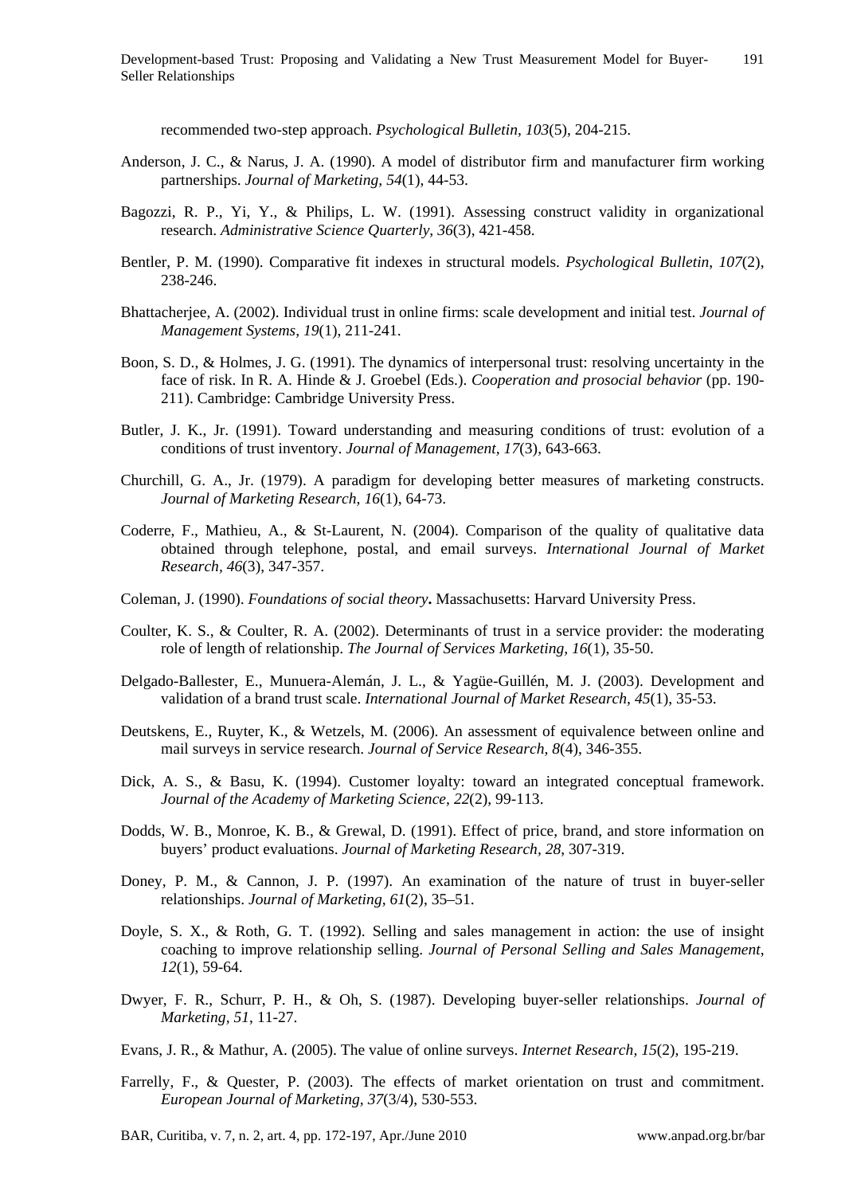recommended two-step approach. *Psychological Bulletin*, *103*(5), 204-215.

Anderson, J. C., & Narus, J. A. (1990). A model of distributor firm and manufacturer firm working partnerships. *Journal of Marketing, 54*(1), 44-53.

Bagozzi, R. P., Yi, Y., & Philips, L. W. (1991). Assessing construct validity in organizational research. *Administrative Science Quarterly*, *36*(3), 421-458.

Bentler, P. M. (1990). Comparative fit indexes in structural models. *Psychological Bulletin*, *107*(2), 238-246.

Bhattacherjee, A. (2002). Individual trust in online firms: scale development and initial test. *Journal of Management Systems*, *19*(1), 211-241.

Boon, S. D., & Holmes, J. G. (1991). The dynamics of interpersonal trust: resolving uncertainty in the face of risk. In R. A. Hinde & J. Groebel (Eds.). *Cooperation and prosocial behavior* (pp. 190-211). Cambridge: Cambridge University Press.

Butler, J. K., Jr. (1991). Toward understanding and measuring conditions of trust: evolution of a conditions of trust inventory. *Journal of Management, 17*(3), 643-663.

Churchill, G. A., Jr. (1979). A paradigm for developing better measures of marketing constructs. *Journal of Marketing Research, 16*(1), 64-73.

Coderre, F., Mathieu, A., & St-Laurent, N. (2004). Comparison of the quality of qualitative data obtained through telephone, postal, and email surveys. *International Journal of Market Research*, *46*(3), 347-357.

Coleman, J. (1990). *Foundations of social theory***.** Massachusetts: Harvard University Press.

Coulter, K. S., & Coulter, R. A. (2002). Determinants of trust in a service provider: the moderating role of length of relationship. *The Journal of Services Marketing, 16*(1), 35-50.

Delgado-Ballester, E., Munuera-Alemán, J. L., & Yagüe-Guillén, M. J. (2003). Development and validation of a brand trust scale. *International Journal of Market Research*, *45*(1), 35-53.

Deutskens, E., Ruyter, K., & Wetzels, M. (2006). An assessment of equivalence between online and mail surveys in service research. *Journal of Service Research, 8*(4), 346-355.

Dick, A. S., & Basu, K. (1994). Customer loyalty: toward an integrated conceptual framework. *Journal of the Academy of Marketing Science, 22*(2), 99-113.

Dodds, W. B., Monroe, K. B., & Grewal, D. (1991). Effect of price, brand, and store information on buyers' product evaluations. *Journal of Marketing Research, 28*, 307-319.

Doney, P. M., & Cannon, J. P. (1997). An examination of the nature of trust in buyer-seller relationships. *Journal of Marketing*, *61*(2), 35–51.

Doyle, S. X., & Roth, G. T. (1992). Selling and sales management in action: the use of insight coaching to improve relationship selling. *Journal of Personal Selling and Sales Management*, *12*(1), 59-64.

Dwyer, F. R., Schurr, P. H., & Oh, S. (1987). Developing buyer-seller relationships. *Journal of Marketing, 51*, 11-27.

Evans, J. R., & Mathur, A. (2005). The value of online surveys. *Internet Research, 15*(2), 195-219.

Farrelly, F., & Quester, P. (2003). The effects of market orientation on trust and commitment. *European Journal of Marketing*, *37*(3/4), 530-553.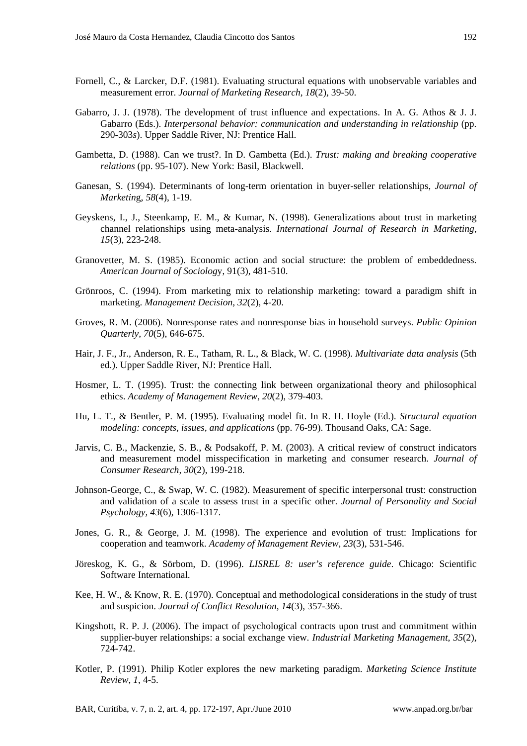Fornell, C., & Larcker, D.F. (1981). Evaluating structural equations with unobservable variables and measurement error. *Journal of Marketing Research, 18*(2), 39-50.

Gabarro, J. J. (1978). The development of trust influence and expectations. In A. G. Athos & J. J. Gabarro (Eds.). *Interpersonal behavior: communication and understanding in relationship* (pp. 290-303s). Upper Saddle River, NJ: Prentice Hall.

Gambetta, D. (1988). Can we trust?. In D. Gambetta (Ed.). *Trust: making and breaking cooperative relations* (pp. 95-107). New York: Basil, Blackwell.

Ganesan, S. (1994). Determinants of long-term orientation in buyer-seller relationships, *Journal of Marketin*g, *58*(4), 1-19.

Geyskens, I., J., Steenkamp, E. M., & Kumar, N. (1998). Generalizations about trust in marketing channel relationships using meta-analysis. *International Journal of Research in Marketing*, *15*(3), 223-248.

Granovetter, M. S. (1985). Economic action and social structure: the problem of embeddedness. *American Journal of Sociolog*y, 91(3), 481-510.

Grönroos, C. (1994). From marketing mix to relationship marketing: toward a paradigm shift in marketing. *Management Decision, 32*(2), 4-20.

Groves, R. M. (2006). Nonresponse rates and nonresponse bias in household surveys. *Public Opinion Quarterly, 70*(5), 646-675.

Hair, J. F., Jr., Anderson, R. E., Tatham, R. L., & Black, W. C. (1998). *Multivariate data analysis* (5th ed.). Upper Saddle River, NJ: Prentice Hall.

Hosmer, L. T. (1995). Trust: the connecting link between organizational theory and philosophical ethics. *Academy of Management Review, 20*(2), 379-403.

Hu, L. T., & Bentler, P. M. (1995). Evaluating model fit. In R. H. Hoyle (Ed.). *Structural equation modeling: concepts, issues, and applications* (pp. 76-99). Thousand Oaks, CA: Sage.

Jarvis, C. B., Mackenzie, S. B., & Podsakoff, P. M. (2003). A critical review of construct indicators and measurement model misspecification in marketing and consumer research. *Journal of Consumer Research*, *30*(2), 199-218.

Johnson-George, C., & Swap, W. C. (1982). Measurement of specific interpersonal trust: construction and validation of a scale to assess trust in a specific other. *Journal of Personality and Social Psychology, 43*(6), 1306-1317.

Jones, G. R., & George, J. M. (1998). The experience and evolution of trust: Implications for cooperation and teamwork. *Academy of Management Review, 23*(3), 531-546.

Jöreskog, K. G., & Sörbom, D. (1996). *LISREL 8: user's reference guide*. Chicago: Scientific Software International.

Kee, H. W., & Know, R. E. (1970). Conceptual and methodological considerations in the study of trust and suspicion. *Journal of Conflict Resolution*, *14*(3), 357-366.

Kingshott, R. P. J. (2006). The impact of psychological contracts upon trust and commitment within supplier-buyer relationships: a social exchange view. *Industrial Marketing Management, 35*(2), 724-742.

Kotler, P. (1991). Philip Kotler explores the new marketing paradigm. *Marketing Science Institute Review, 1*, 4-5.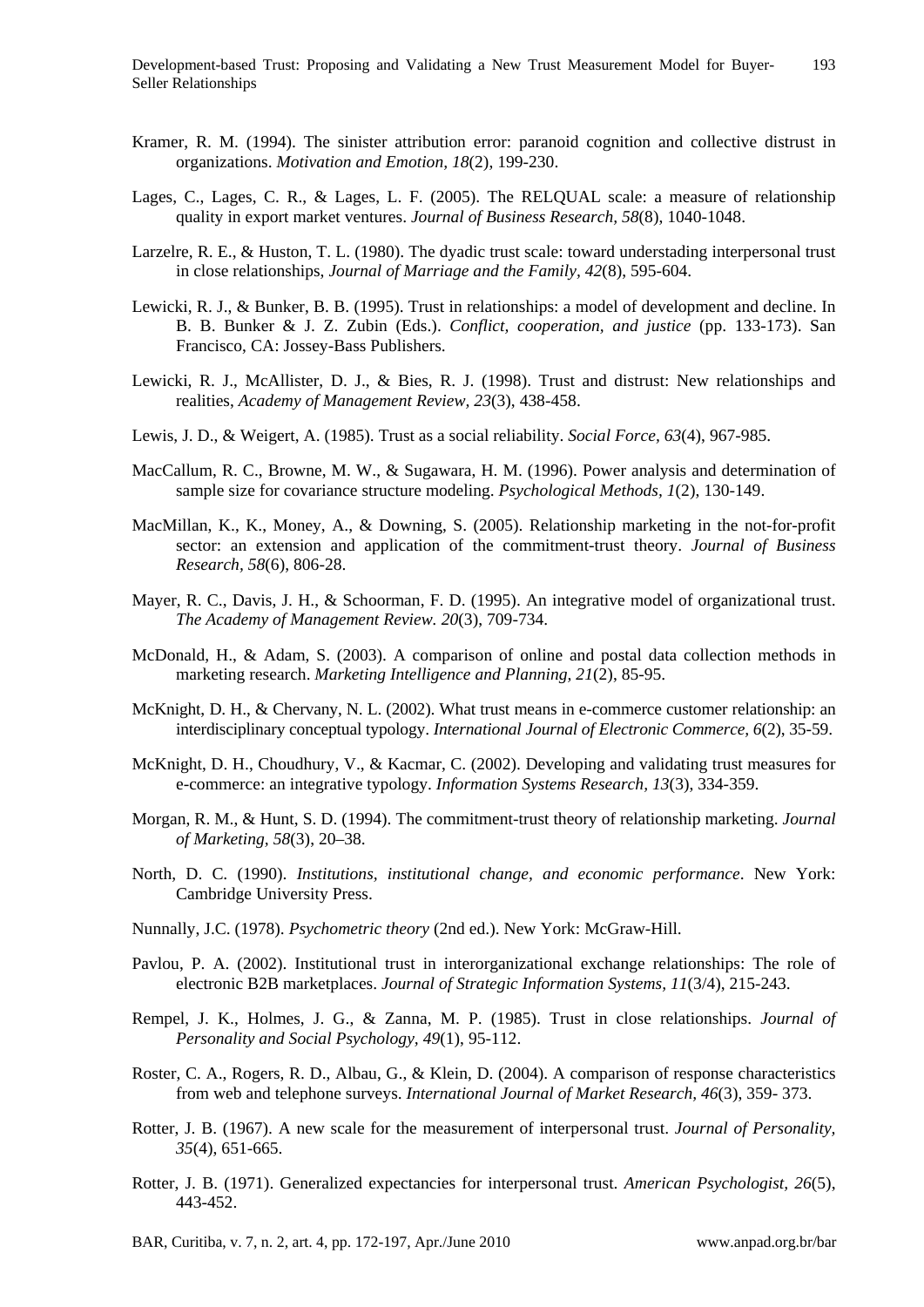Kramer, R. M. (1994). The sinister attribution error: paranoid cognition and collective distrust in organizations. *Motivation and Emotion, 18*(2), 199-230.

Lages, C., Lages, C. R., & Lages, L. F. (2005). The RELQUAL scale: a measure of relationship quality in export market ventures. *Journal of Business Research, 58*(8), 1040-1048.

Larzelre, R. E., & Huston, T. L. (1980). The dyadic trust scale: toward understading interpersonal trust in close relationships, *Journal of Marriage and the Family, 42*(8), 595-604.

Lewicki, R. J., & Bunker, B. B. (1995). Trust in relationships: a model of development and decline. In B. B. Bunker & J. Z. Zubin (Eds.). *Conflict, cooperation, and justice* (pp. 133-173). San Francisco, CA: Jossey-Bass Publishers.

Lewicki, R. J., McAllister, D. J., & Bies, R. J. (1998). Trust and distrust: New relationships and realities, *Academy of Management Review, 23*(3), 438-458.

Lewis, J. D., & Weigert, A. (1985). Trust as a social reliability. *Social Force, 63*(4), 967-985.

MacCallum, R. C., Browne, M. W., & Sugawara, H. M. (1996). Power analysis and determination of sample size for covariance structure modeling. *Psychological Methods, 1*(2), 130-149.

MacMillan, K., K., Money, A., & Downing, S. (2005). Relationship marketing in the not-for-profit sector: an extension and application of the commitment-trust theory. *Journal of Business Research, 58*(6), 806-28.

Mayer, R. C., Davis, J. H., & Schoorman, F. D. (1995). An integrative model of organizational trust. *The Academy of Management Review. 20*(3), 709-734.

McDonald, H., & Adam, S. (2003). A comparison of online and postal data collection methods in marketing research. *Marketing Intelligence and Planning, 21*(2), 85-95.

McKnight, D. H., & Chervany, N. L. (2002). What trust means in e-commerce customer relationship: an interdisciplinary conceptual typology. *International Journal of Electronic Commerce, 6*(2), 35-59.

McKnight, D. H., Choudhury, V., & Kacmar, C. (2002). Developing and validating trust measures for e-commerce: an integrative typology. *Information Systems Research, 13*(3), 334-359.

Morgan, R. M., & Hunt, S. D. (1994). The commitment-trust theory of relationship marketing. *Journal of Marketing, 58*(3), 20–38.

North, D. C. (1990). *Institutions, institutional change, and economic performance*. New York: Cambridge University Press.

Nunnally, J.C. (1978). *Psychometric theory* (2nd ed.). New York: McGraw-Hill.

Pavlou, P. A. (2002). Institutional trust in interorganizational exchange relationships: The role of electronic B2B marketplaces. *Journal of Strategic Information Systems, 11*(3/4), 215-243.

Rempel, J. K., Holmes, J. G., & Zanna, M. P. (1985). Trust in close relationships. *Journal of Personality and Social Psychology, 49*(1), 95-112.

Roster, C. A., Rogers, R. D., Albau, G., & Klein, D. (2004). A comparison of response characteristics from web and telephone surveys. *International Journal of Market Research, 46*(3), 359- 373.

Rotter, J. B. (1967). A new scale for the measurement of interpersonal trust. *Journal of Personality, 35*(4), 651-665.

Rotter, J. B. (1971). Generalized expectancies for interpersonal trust. *American Psychologist, 26*(5), 443-452.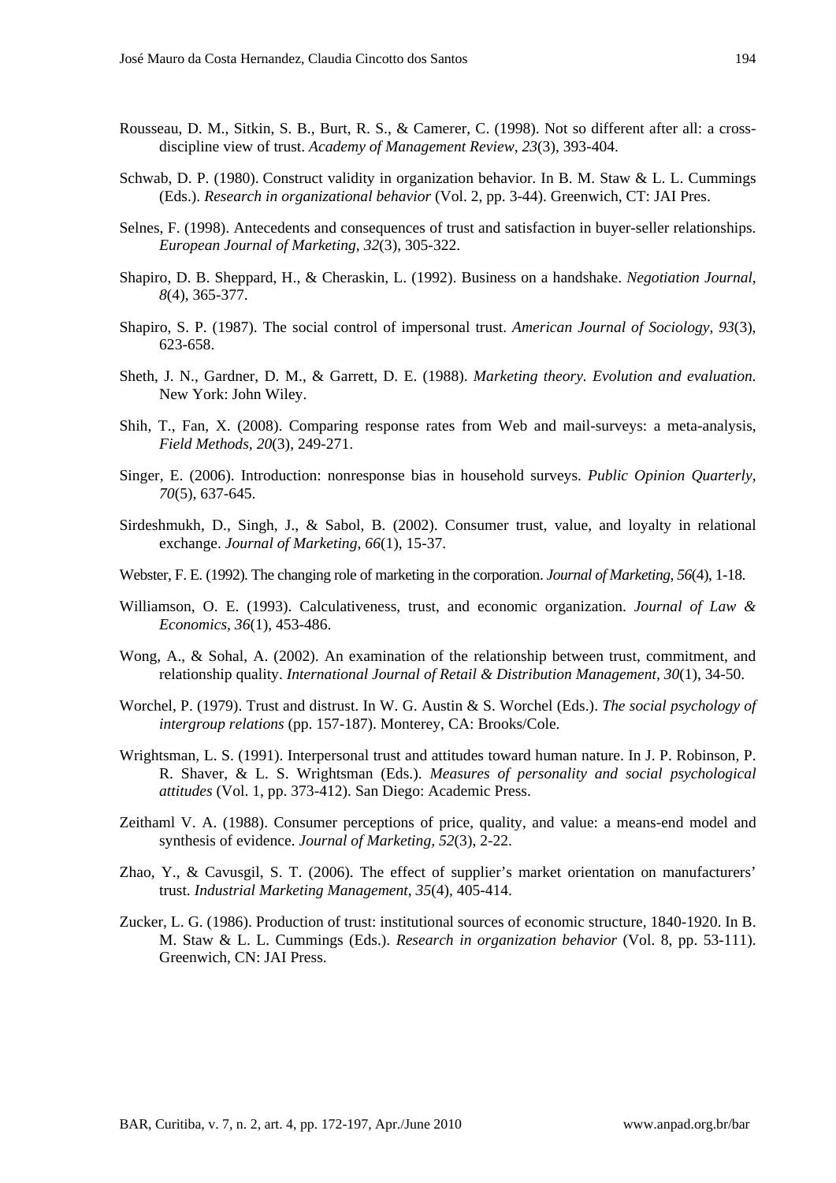Rousseau, D. M., Sitkin, S. B., Burt, R. S., & Camerer, C. (1998). Not so different after all: a cross-discipline view of trust. *Academy of Management Review, 23*(3), 393-404.

Schwab, D. P. (1980). Construct validity in organization behavior. In B. M. Staw & L. L. Cummings (Eds.). *Research in organizational behavior* (Vol. 2, pp. 3-44). Greenwich, CT: JAI Pres.

Selnes, F. (1998). Antecedents and consequences of trust and satisfaction in buyer-seller relationships. *European Journal of Marketing, 32*(3), 305-322.

Shapiro, D. B. Sheppard, H., & Cheraskin, L. (1992). Business on a handshake. *Negotiation Journal, 8*(4), 365-377.

Shapiro, S. P. (1987). The social control of impersonal trust. *American Journal of Sociology, 93*(3), 623-658.

Sheth, J. N., Gardner, D. M., & Garrett, D. E. (1988). *Marketing theory. Evolution and evaluation.* New York: John Wiley.

Shih, T., Fan, X. (2008). Comparing response rates from Web and mail-surveys: a meta-analysis, *Field Methods, 20*(3), 249-271.

Singer, E. (2006). Introduction: nonresponse bias in household surveys. *Public Opinion Quarterly, 70*(5), 637-645.

Sirdeshmukh, D., Singh, J., & Sabol, B. (2002). Consumer trust, value, and loyalty in relational exchange. *Journal of Marketing, 66*(1), 15-37.

Webster, F. E. (1992). The changing role of marketing in the corporation. *Journal of Marketing, 56*(4), 1-18.

Williamson, O. E. (1993). Calculativeness, trust, and economic organization. *Journal of Law & Economics, 36*(1), 453-486.

Wong, A., & Sohal, A. (2002). An examination of the relationship between trust, commitment, and relationship quality. *International Journal of Retail & Distribution Management, 30*(1), 34-50.

Worchel, P. (1979). Trust and distrust. In W. G. Austin & S. Worchel (Eds.). *The social psychology of intergroup relations* (pp. 157-187). Monterey, CA: Brooks/Cole.

Wrightsman, L. S. (1991). Interpersonal trust and attitudes toward human nature. In J. P. Robinson, P. R. Shaver, & L. S. Wrightsman (Eds.). *Measures of personality and social psychological attitudes* (Vol. 1, pp. 373-412). San Diego: Academic Press.

Zeithaml V. A. (1988). Consumer perceptions of price, quality, and value: a means-end model and synthesis of evidence. *Journal of Marketing, 52*(3), 2-22.

Zhao, Y., & Cavusgil, S. T. (2006). The effect of supplier's market orientation on manufacturers' trust. *Industrial Marketing Management, 35*(4), 405-414.

Zucker, L. G. (1986). Production of trust: institutional sources of economic structure, 1840-1920. In B. M. Staw & L. L. Cummings (Eds.). *Research in organization behavior* (Vol. 8, pp. 53-111). Greenwich, CN: JAI Press.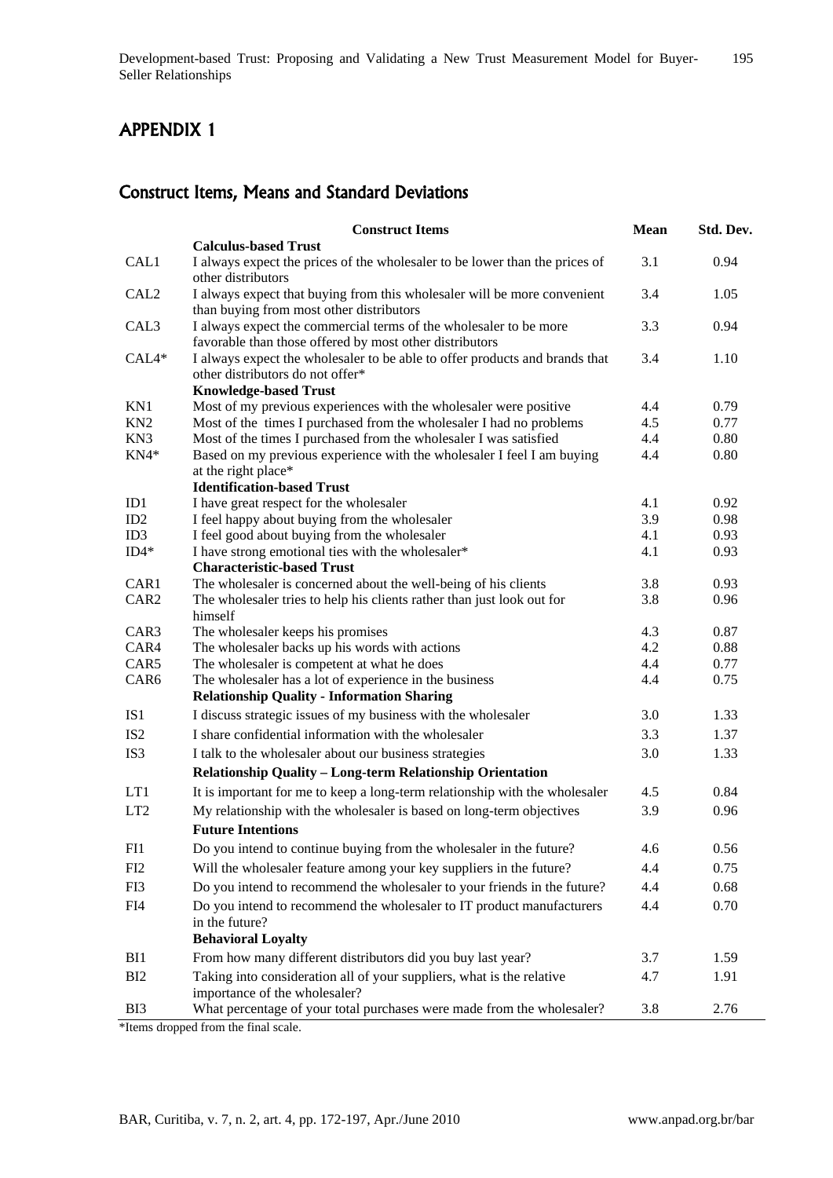# APPENDIX 1

## Construct Items, Means and Standard Deviations

| | Construct Items | Mean | Std. Dev. |
|---|---|---|---|
| | **Calculus-based Trust** | | |
| CAL1 | I always expect the prices of the wholesaler to be lower than the prices of other distributors | 3.1 | 0.94 |
| CAL2 | I always expect that buying from this wholesaler will be more convenient than buying from most other distributors | 3.4 | 1.05 |
| CAL3 | I always expect the commercial terms of the wholesaler to be more favorable than those offered by most other distributors | 3.3 | 0.94 |
| CAL4* | I always expect the wholesaler to be able to offer products and brands that other distributors do not offer* | 3.4 | 1.10 |
| | **Knowledge-based Trust** | | |
| KN1 | Most of my previous experiences with the wholesaler were positive | 4.4 | 0.79 |
| KN2 | Most of the times I purchased from the wholesaler I had no problems | 4.5 | 0.77 |
| KN3 | Most of the times I purchased from the wholesaler I was satisfied | 4.4 | 0.80 |
| KN4* | Based on my previous experience with the wholesaler I feel I am buying at the right place* | 4.4 | 0.80 |
| | **Identification-based Trust** | | |
| ID1 | I have great respect for the wholesaler | 4.1 | 0.92 |
| ID2 | I feel happy about buying from the wholesaler | 3.9 | 0.98 |
| ID3 | I feel good about buying from the wholesaler | 4.1 | 0.93 |
| ID4* | I have strong emotional ties with the wholesaler* | 4.1 | 0.93 |
| | **Characteristic-based Trust** | | |
| CAR1 | The wholesaler is concerned about the well-being of his clients | 3.8 | 0.93 |
| CAR2 | The wholesaler tries to help his clients rather than just look out for himself | 3.8 | 0.96 |
| CAR3 | The wholesaler keeps his promises | 4.3 | 0.87 |
| CAR4 | The wholesaler backs up his words with actions | 4.2 | 0.88 |
| CAR5 | The wholesaler is competent at what he does | 4.4 | 0.77 |
| CAR6 | The wholesaler has a lot of experience in the business | 4.4 | 0.75 |
| | **Relationship Quality - Information Sharing** | | |
| IS1 | I discuss strategic issues of my business with the wholesaler | 3.0 | 1.33 |
| IS2 | I share confidential information with the wholesaler | 3.3 | 1.37 |
| IS3 | I talk to the wholesaler about our business strategies | 3.0 | 1.33 |
| | **Relationship Quality – Long-term Relationship Orientation** | | |
| LT1 | It is important for me to keep a long-term relationship with the wholesaler | 4.5 | 0.84 |
| LT2 | My relationship with the wholesaler is based on long-term objectives | 3.9 | 0.96 |
| | **Future Intentions** | | |
| FI1 | Do you intend to continue buying from the wholesaler in the future? | 4.6 | 0.56 |
| FI2 | Will the wholesaler feature among your key suppliers in the future? | 4.4 | 0.75 |
| FI3 | Do you intend to recommend the wholesaler to your friends in the future? | 4.4 | 0.68 |
| FI4 | Do you intend to recommend the wholesaler to IT product manufacturers in the future? | 4.4 | 0.70 |
| | **Behavioral Loyalty** | | |
| BI1 | From how many different distributors did you buy last year? | 3.7 | 1.59 |
| BI2 | Taking into consideration all of your suppliers, what is the relative importance of the wholesaler? | 4.7 | 1.91 |
| BI3 | What percentage of your total purchases were made from the wholesaler? | 3.8 | 2.76 |

*Items dropped from the final scale.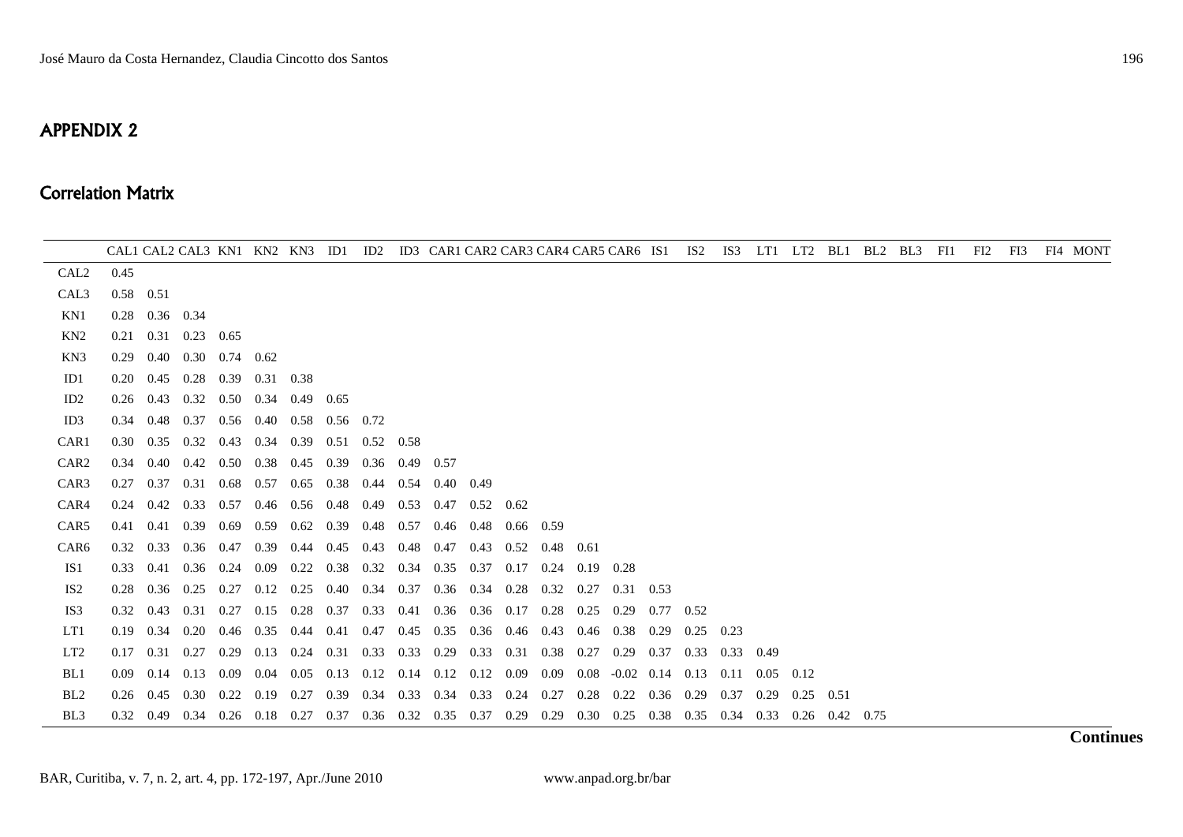## APPENDIX 2

## Correlation Matrix

| | CAL1 | CAL2 | CAL3 | KN1 | KN2 | KN3 | ID1 | ID2 | ID3 | CAR1 | CAR2 | CAR3 | CAR4 | CAR5 | CAR6 | IS1 | IS2 | IS3 | LT1 | LT2 | BL1 | BL2 | BL3 | FI1 | FI2 | FI3 | FI4 | MONT |
|---|---|---|---|---|---|---|---|---|---|---|---|---|---|---|---|---|---|---|---|---|---|---|---|---|---|---|---|---|
| CAL2 | 0.45 | | | | | | | | | | | | | | | | | | | | | | | | | | | |
| CAL3 | 0.58 | 0.51 | | | | | | | | | | | | | | | | | | | | | | | | | | |
| KN1 | 0.28 | 0.36 | 0.34 | | | | | | | | | | | | | | | | | | | | | | | | | |
| KN2 | 0.21 | 0.31 | 0.23 | 0.65 | | | | | | | | | | | | | | | | | | | | | | | | |
| KN3 | 0.29 | 0.40 | 0.30 | 0.74 | 0.62 | | | | | | | | | | | | | | | | | | | | | | | |
| ID1 | 0.20 | 0.45 | 0.28 | 0.39 | 0.31 | 0.38 | | | | | | | | | | | | | | | | | | | | | | |
| ID2 | 0.26 | 0.43 | 0.32 | 0.50 | 0.34 | 0.49 | 0.65 | | | | | | | | | | | | | | | | | | | | | |
| ID3 | 0.34 | 0.48 | 0.37 | 0.56 | 0.40 | 0.58 | 0.56 | 0.72 | | | | | | | | | | | | | | | | | | | | |
| CAR1 | 0.30 | 0.35 | 0.32 | 0.43 | 0.34 | 0.39 | 0.51 | 0.52 | 0.58 | | | | | | | | | | | | | | | | | | | |
| CAR2 | 0.34 | 0.40 | 0.42 | 0.50 | 0.38 | 0.45 | 0.39 | 0.36 | 0.49 | 0.57 | | | | | | | | | | | | | | | | | | |
| CAR3 | 0.27 | 0.37 | 0.31 | 0.68 | 0.57 | 0.65 | 0.38 | 0.44 | 0.54 | 0.40 | 0.49 | | | | | | | | | | | | | | | | | |
| CAR4 | 0.24 | 0.42 | 0.33 | 0.57 | 0.46 | 0.56 | 0.48 | 0.49 | 0.53 | 0.47 | 0.52 | 0.62 | | | | | | | | | | | | | | | | |
| CAR5 | 0.41 | 0.41 | 0.39 | 0.69 | 0.59 | 0.62 | 0.39 | 0.48 | 0.57 | 0.46 | 0.48 | 0.66 | 0.59 | | | | | | | | | | | | | | | |
| CAR6 | 0.32 | 0.33 | 0.36 | 0.47 | 0.39 | 0.44 | 0.45 | 0.43 | 0.48 | 0.47 | 0.43 | 0.52 | 0.48 | 0.61 | | | | | | | | | | | | | | |
| IS1 | 0.33 | 0.41 | 0.36 | 0.24 | 0.09 | 0.22 | 0.38 | 0.32 | 0.34 | 0.35 | 0.37 | 0.17 | 0.24 | 0.19 | 0.28 | | | | | | | | | | | | | |
| IS2 | 0.28 | 0.36 | 0.25 | 0.27 | 0.12 | 0.25 | 0.40 | 0.34 | 0.37 | 0.36 | 0.34 | 0.28 | 0.32 | 0.27 | 0.31 | 0.53 | | | | | | | | | | | | |
| IS3 | 0.32 | 0.43 | 0.31 | 0.27 | 0.15 | 0.28 | 0.37 | 0.33 | 0.41 | 0.36 | 0.36 | 0.17 | 0.28 | 0.25 | 0.29 | 0.77 | 0.52 | | | | | | | | | | | |
| LT1 | 0.19 | 0.34 | 0.20 | 0.46 | 0.35 | 0.44 | 0.41 | 0.47 | 0.45 | 0.35 | 0.36 | 0.46 | 0.43 | 0.46 | 0.38 | 0.29 | 0.25 | 0.23 | | | | | | | | | | |
| LT2 | 0.17 | 0.31 | 0.27 | 0.29 | 0.13 | 0.24 | 0.31 | 0.33 | 0.33 | 0.29 | 0.33 | 0.31 | 0.38 | 0.27 | 0.29 | 0.37 | 0.33 | 0.33 | 0.49 | | | | | | | | | |
| BL1 | 0.09 | 0.14 | 0.13 | 0.09 | 0.04 | 0.05 | 0.13 | 0.12 | 0.14 | 0.12 | 0.12 | 0.09 | 0.09 | 0.08 | -0.02 | 0.14 | 0.13 | 0.11 | 0.05 | 0.12 | | | | | | | | |
| BL2 | 0.26 | 0.45 | 0.30 | 0.22 | 0.19 | 0.27 | 0.39 | 0.34 | 0.33 | 0.34 | 0.33 | 0.24 | 0.27 | 0.28 | 0.22 | 0.36 | 0.29 | 0.37 | 0.29 | 0.25 | 0.51 | | | | | | | |
| BL3 | 0.32 | 0.49 | 0.34 | 0.26 | 0.18 | 0.27 | 0.37 | 0.36 | 0.32 | 0.35 | 0.37 | 0.29 | 0.29 | 0.30 | 0.25 | 0.38 | 0.35 | 0.34 | 0.33 | 0.26 | 0.42 | 0.75 | | | | | | |

**Continues**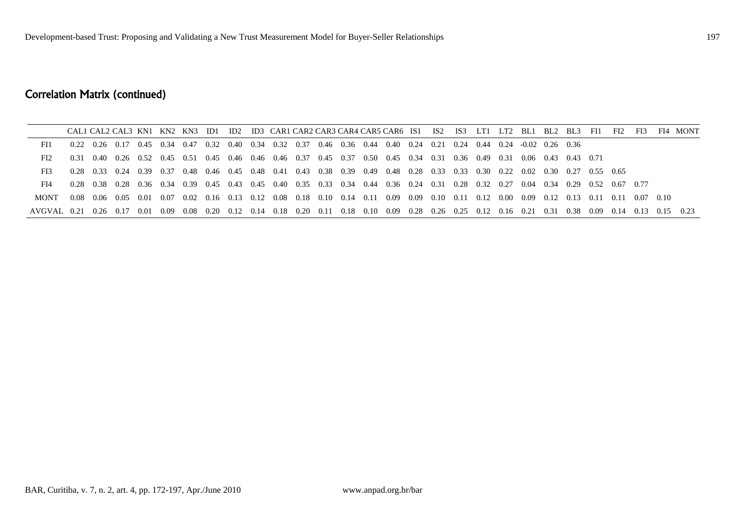## Correlation Matrix (continued)

| | CAL1 | CAL2 | CAL3 | KN1 | KN2 | KN3 | ID1 | ID2 | ID3 | CAR1 | CAR2 | CAR3 | CAR4 | CAR5 | CAR6 | IS1 | IS2 | IS3 | LT1 | LT2 | BL1 | BL2 | BL3 | FI1 | FI2 | FI3 | FI4 | MONT |
|---|---|---|---|---|---|---|---|---|---|---|---|---|---|---|---|---|---|---|---|---|---|---|---|---|---|---|---|---|
| FI1 | 0.22 | 0.26 | 0.17 | 0.45 | 0.34 | 0.47 | 0.32 | 0.40 | 0.34 | 0.32 | 0.37 | 0.46 | 0.36 | 0.44 | 0.40 | 0.24 | 0.21 | 0.24 | 0.44 | 0.24 | -0.02 | 0.26 | 0.36 | | | | | |
| FI2 | 0.31 | 0.40 | 0.26 | 0.52 | 0.45 | 0.51 | 0.45 | 0.46 | 0.46 | 0.46 | 0.37 | 0.45 | 0.37 | 0.50 | 0.45 | 0.34 | 0.31 | 0.36 | 0.49 | 0.31 | 0.06 | 0.43 | 0.43 | 0.71 | | | | |
| FI3 | 0.28 | 0.33 | 0.24 | 0.39 | 0.37 | 0.48 | 0.46 | 0.45 | 0.48 | 0.41 | 0.43 | 0.38 | 0.39 | 0.49 | 0.48 | 0.28 | 0.33 | 0.33 | 0.30 | 0.22 | 0.02 | 0.30 | 0.27 | 0.55 | 0.65 | | | |
| FI4 | 0.28 | 0.38 | 0.28 | 0.36 | 0.34 | 0.39 | 0.45 | 0.43 | 0.45 | 0.40 | 0.35 | 0.33 | 0.34 | 0.44 | 0.36 | 0.24 | 0.31 | 0.28 | 0.32 | 0.27 | 0.04 | 0.34 | 0.29 | 0.52 | 0.67 | 0.77 | | |
| MONT | 0.08 | 0.06 | 0.05 | 0.01 | 0.07 | 0.02 | 0.16 | 0.13 | 0.12 | 0.08 | 0.18 | 0.10 | 0.14 | 0.11 | 0.09 | 0.09 | 0.10 | 0.11 | 0.12 | 0.00 | 0.09 | 0.12 | 0.13 | 0.11 | 0.11 | 0.07 | 0.10 | |
| AVGVAL | 0.21 | 0.26 | 0.17 | 0.01 | 0.09 | 0.08 | 0.20 | 0.12 | 0.14 | 0.18 | 0.20 | 0.11 | 0.18 | 0.10 | 0.09 | 0.28 | 0.26 | 0.25 | 0.12 | 0.16 | 0.21 | 0.31 | 0.38 | 0.09 | 0.14 | 0.13 | 0.15 | 0.23 |